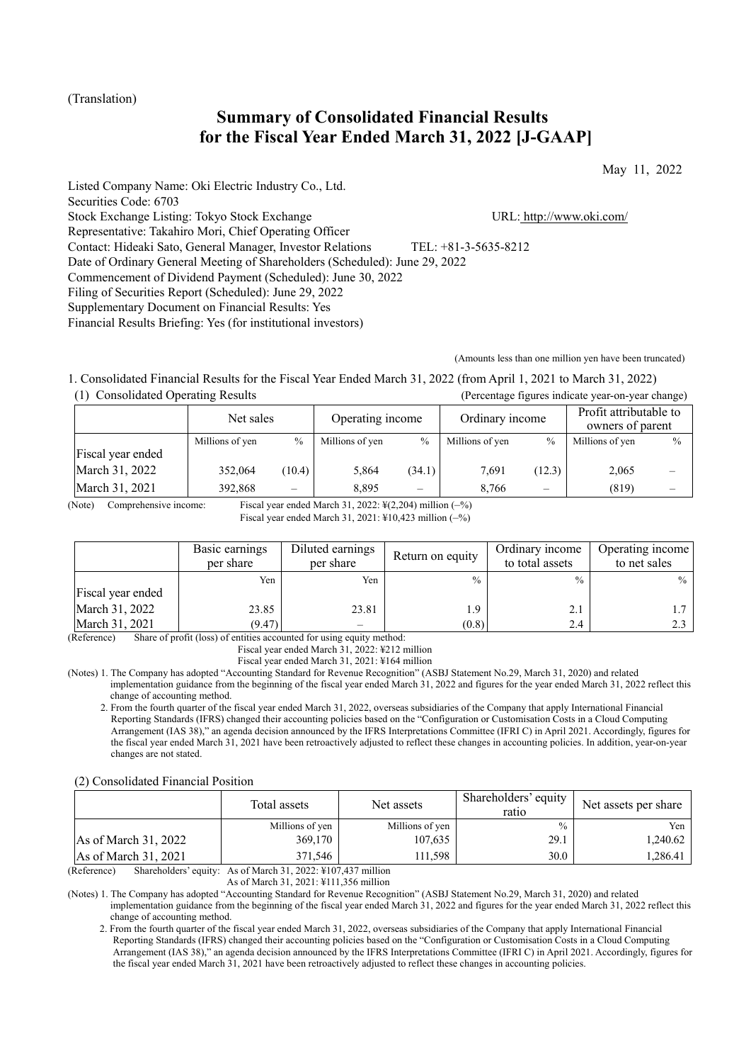(Translation)

# Summary of Consolidated Financial Results for the Fiscal Year Ended March 31, 2022 [J-GAAP]

May 11, 2022

Listed Company Name: Oki Electric Industry Co., Ltd.
Securities Code: 6703
Stock Exchange Listing: Tokyo Stock Exchange URL: http://www.oki.com/
Representative: Takahiro Mori, Chief Operating Officer
Contact: Hideaki Sato, General Manager, Investor Relations TEL: +81-3-5635-8212
Date of Ordinary General Meeting of Shareholders (Scheduled): June 29, 2022
Commencement of Dividend Payment (Scheduled): June 30, 2022
Filing of Securities Report (Scheduled): June 29, 2022
Supplementary Document on Financial Results: Yes
Financial Results Briefing: Yes (for institutional investors)

(Amounts less than one million yen have been truncated)

1. Consolidated Financial Results for the Fiscal Year Ended March 31, 2022 (from April 1, 2021 to March 31, 2022)

(1) Consolidated Operating Results (Percentage figures indicate year-on-year change)

| | Net sales | | Operating income | | Ordinary income | | Profit attributable to owners of parent | |
|---|---|---|---|---|---|---|---|---|
| | Millions of yen | % | Millions of yen | % | Millions of yen | % | Millions of yen | % |
| Fiscal year ended | | | | | | | | |
| March 31, 2022 | 352,064 | (10.4) | 5,864 | (34.1) | 7,691 | (12.3) | 2,065 | – |
| March 31, 2021 | 392,868 | – | 8,895 | – | 8,766 | – | (819) | – |

(Note) Comprehensive income: Fiscal year ended March 31, 2022: ¥(2,204) million (–%)
Fiscal year ended March 31, 2021: ¥10,423 million (–%)

| | Basic earnings per share | Diluted earnings per share | Return on equity | Ordinary income to total assets | Operating income to net sales |
|---|---|---|---|---|---|
| | Yen | Yen | % | % | % |
| Fiscal year ended | | | | | |
| March 31, 2022 | 23.85 | 23.81 | 1.9 | 2.1 | 1.7 |
| March 31, 2021 | (9.47) | – | (0.8) | 2.4 | 2.3 |

(Reference) Share of profit (loss) of entities accounted for using equity method:
Fiscal year ended March 31, 2022: ¥212 million
Fiscal year ended March 31, 2021: ¥164 million

(Notes) 1. The Company has adopted "Accounting Standard for Revenue Recognition" (ASBJ Statement No.29, March 31, 2020) and related implementation guidance from the beginning of the fiscal year ended March 31, 2022 and figures for the year ended March 31, 2022 reflect this change of accounting method.

2. From the fourth quarter of the fiscal year ended March 31, 2022, overseas subsidiaries of the Company that apply International Financial Reporting Standards (IFRS) changed their accounting policies based on the "Configuration or Customisation Costs in a Cloud Computing Arrangement (IAS 38)," an agenda decision announced by the IFRS Interpretations Committee (IFRI C) in April 2021. Accordingly, figures for the fiscal year ended March 31, 2021 have been retroactively adjusted to reflect these changes in accounting policies. In addition, year-on-year changes are not stated.

(2) Consolidated Financial Position

| | Total assets | Net assets | Shareholders' equity ratio | Net assets per share |
|---|---|---|---|---|
| | Millions of yen | Millions of yen | % | Yen |
| As of March 31, 2022 | 369,170 | 107,635 | 29.1 | 1,240.62 |
| As of March 31, 2021 | 371,546 | 111,598 | 30.0 | 1,286.41 |

(Reference) Shareholders' equity: As of March 31, 2022: ¥107,437 million
As of March 31, 2021: ¥111,356 million

(Notes) 1. The Company has adopted "Accounting Standard for Revenue Recognition" (ASBJ Statement No.29, March 31, 2020) and related implementation guidance from the beginning of the fiscal year ended March 31, 2022 and figures for the year ended March 31, 2022 reflect this change of accounting method.

2. From the fourth quarter of the fiscal year ended March 31, 2022, overseas subsidiaries of the Company that apply International Financial Reporting Standards (IFRS) changed their accounting policies based on the "Configuration or Customisation Costs in a Cloud Computing Arrangement (IAS 38)," an agenda decision announced by the IFRS Interpretations Committee (IFRI C) in April 2021. Accordingly, figures for the fiscal year ended March 31, 2021 have been retroactively adjusted to reflect these changes in accounting policies.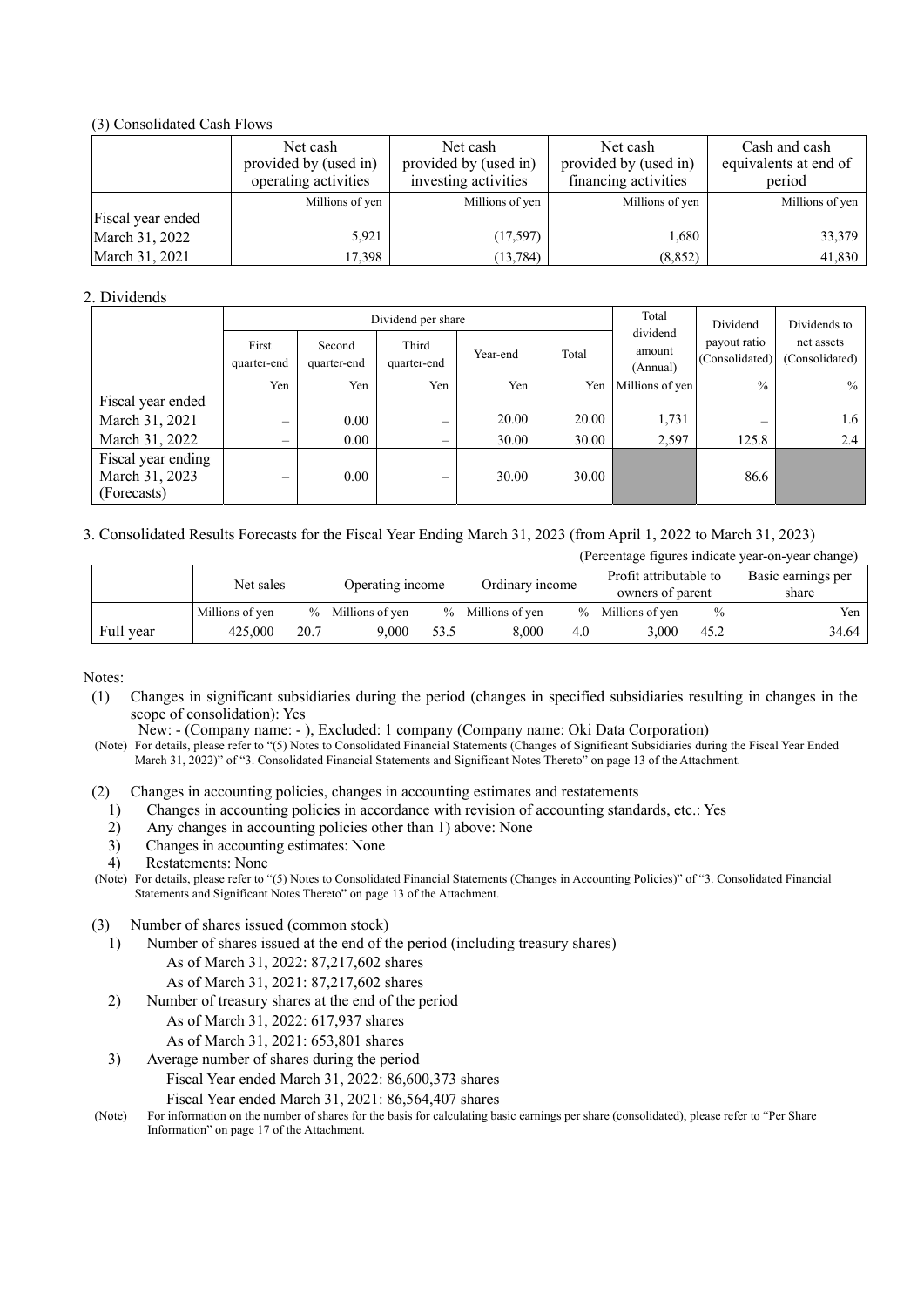(3) Consolidated Cash Flows

| | Net cash provided by (used in) operating activities | Net cash provided by (used in) investing activities | Net cash provided by (used in) financing activities | Cash and cash equivalents at end of period |
|---|---|---|---|---|
| | Millions of yen | Millions of yen | Millions of yen | Millions of yen |
| Fiscal year ended | | | | |
| March 31, 2022 | 5,921 | (17,597) | 1,680 | 33,379 |
| March 31, 2021 | 17,398 | (13,784) | (8,852) | 41,830 |

2. Dividends

| | Dividend per share | | | | | Total dividend amount (Annual) | Dividend payout ratio (Consolidated) | Dividends to net assets (Consolidated) |
|---|---|---|---|---|---|---|---|---|
| | First quarter-end | Second quarter-end | Third quarter-end | Year-end | Total | | | |
| | Yen | Yen | Yen | Yen | Yen | Millions of yen | % | % |
| Fiscal year ended | | | | | | | | |
| March 31, 2021 | – | 0.00 | – | 20.00 | 20.00 | 1,731 | – | 1.6 |
| March 31, 2022 | – | 0.00 | – | 30.00 | 30.00 | 2,597 | 125.8 | 2.4 |
| Fiscal year ending March 31, 2023 (Forecasts) | – | 0.00 | – | 30.00 | 30.00 | | 86.6 | |

3. Consolidated Results Forecasts for the Fiscal Year Ending March 31, 2023 (from April 1, 2022 to March 31, 2023)

(Percentage figures indicate year-on-year change)

| | Net sales | | Operating income | | Ordinary income | | Profit attributable to owners of parent | | Basic earnings per share |
|---|---|---|---|---|---|---|---|---|---|
| | Millions of yen | % | Millions of yen | % | Millions of yen | % | Millions of yen | % | Yen |
| Full year | 425,000 | 20.7 | 9,000 | 53.5 | 8,000 | 4.0 | 3,000 | 45.2 | 34.64 |

Notes:

(1) Changes in significant subsidiaries during the period (changes in specified subsidiaries resulting in changes in the scope of consolidation): Yes

New: - (Company name: - ), Excluded: 1 company (Company name: Oki Data Corporation)

(Note) For details, please refer to "(5) Notes to Consolidated Financial Statements (Changes of Significant Subsidiaries during the Fiscal Year Ended March 31, 2022)" of "3. Consolidated Financial Statements and Significant Notes Thereto" on page 13 of the Attachment.

(2) Changes in accounting policies, changes in accounting estimates and restatements

1) Changes in accounting policies in accordance with revision of accounting standards, etc.: Yes
2) Any changes in accounting policies other than 1) above: None
3) Changes in accounting estimates: None
4) Restatements: None

(Note) For details, please refer to "(5) Notes to Consolidated Financial Statements (Changes in Accounting Policies)" of "3. Consolidated Financial Statements and Significant Notes Thereto" on page 13 of the Attachment.

(3) Number of shares issued (common stock)

1) Number of shares issued at the end of the period (including treasury shares)
   As of March 31, 2022: 87,217,602 shares
   As of March 31, 2021: 87,217,602 shares
2) Number of treasury shares at the end of the period
   As of March 31, 2022: 617,937 shares
   As of March 31, 2021: 653,801 shares
3) Average number of shares during the period
   Fiscal Year ended March 31, 2022: 86,600,373 shares
   Fiscal Year ended March 31, 2021: 86,564,407 shares

(Note) For information on the number of shares for the basis for calculating basic earnings per share (consolidated), please refer to "Per Share Information" on page 17 of the Attachment.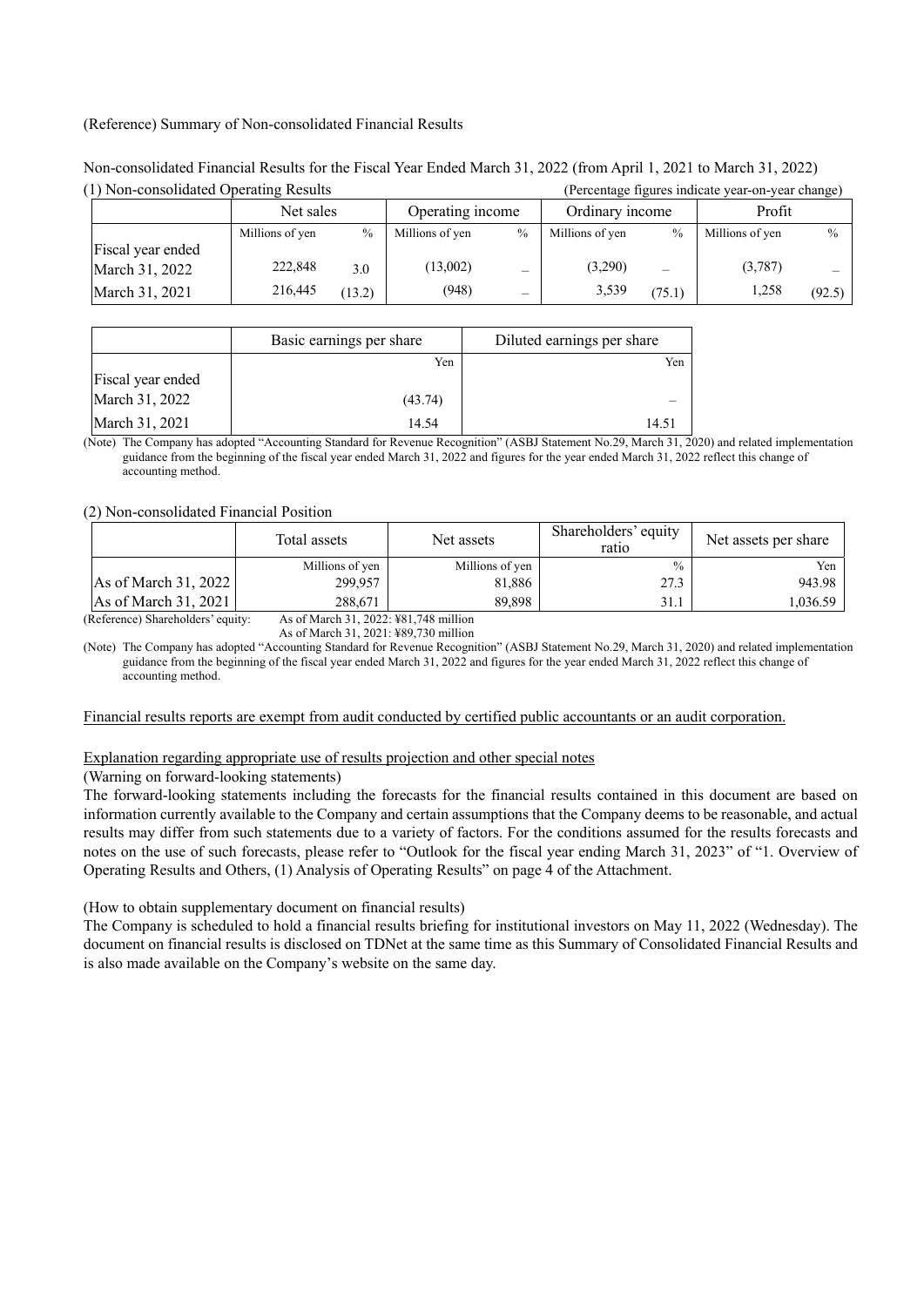(Reference) Summary of Non-consolidated Financial Results

Non-consolidated Financial Results for the Fiscal Year Ended March 31, 2022 (from April 1, 2021 to March 31, 2022)

(1) Non-consolidated Operating Results (Percentage figures indicate year-on-year change)

| | Net sales | | Operating income | | Ordinary income | | Profit | |
|---|---|---|---|---|---|---|---|---|
| | Millions of yen | % | Millions of yen | % | Millions of yen | % | Millions of yen | % |
| Fiscal year ended March 31, 2022 | 222,848 | 3.0 | (13,002) | – | (3,290) | – | (3,787) | – |
| March 31, 2021 | 216,445 | (13.2) | (948) | – | 3,539 | (75.1) | 1,258 | (92.5) |

| | Basic earnings per share | Diluted earnings per share |
|---|---|---|
| | Yen | Yen |
| Fiscal year ended March 31, 2022 | (43.74) | – |
| March 31, 2021 | 14.54 | 14.51 |

(Note) The Company has adopted "Accounting Standard for Revenue Recognition" (ASBJ Statement No.29, March 31, 2020) and related implementation guidance from the beginning of the fiscal year ended March 31, 2022 and figures for the year ended March 31, 2022 reflect this change of accounting method.

(2) Non-consolidated Financial Position

| | Total assets | Net assets | Shareholders' equity ratio | Net assets per share |
|---|---|---|---|---|
| | Millions of yen | Millions of yen | % | Yen |
| As of March 31, 2022 | 299,957 | 81,886 | 27.3 | 943.98 |
| As of March 31, 2021 | 288,671 | 89,898 | 31.1 | 1,036.59 |

(Reference) Shareholders' equity: As of March 31, 2022: ¥81,748 million
As of March 31, 2021: ¥89,730 million

(Note) The Company has adopted "Accounting Standard for Revenue Recognition" (ASBJ Statement No.29, March 31, 2020) and related implementation guidance from the beginning of the fiscal year ended March 31, 2022 and figures for the year ended March 31, 2022 reflect this change of accounting method.

Financial results reports are exempt from audit conducted by certified public accountants or an audit corporation.

Explanation regarding appropriate use of results projection and other special notes

(Warning on forward-looking statements)

The forward-looking statements including the forecasts for the financial results contained in this document are based on information currently available to the Company and certain assumptions that the Company deems to be reasonable, and actual results may differ from such statements due to a variety of factors. For the conditions assumed for the results forecasts and notes on the use of such forecasts, please refer to "Outlook for the fiscal year ending March 31, 2023" of "1. Overview of Operating Results and Others, (1) Analysis of Operating Results" on page 4 of the Attachment.

(How to obtain supplementary document on financial results)

The Company is scheduled to hold a financial results briefing for institutional investors on May 11, 2022 (Wednesday). The document on financial results is disclosed on TDNet at the same time as this Summary of Consolidated Financial Results and is also made available on the Company's website on the same day.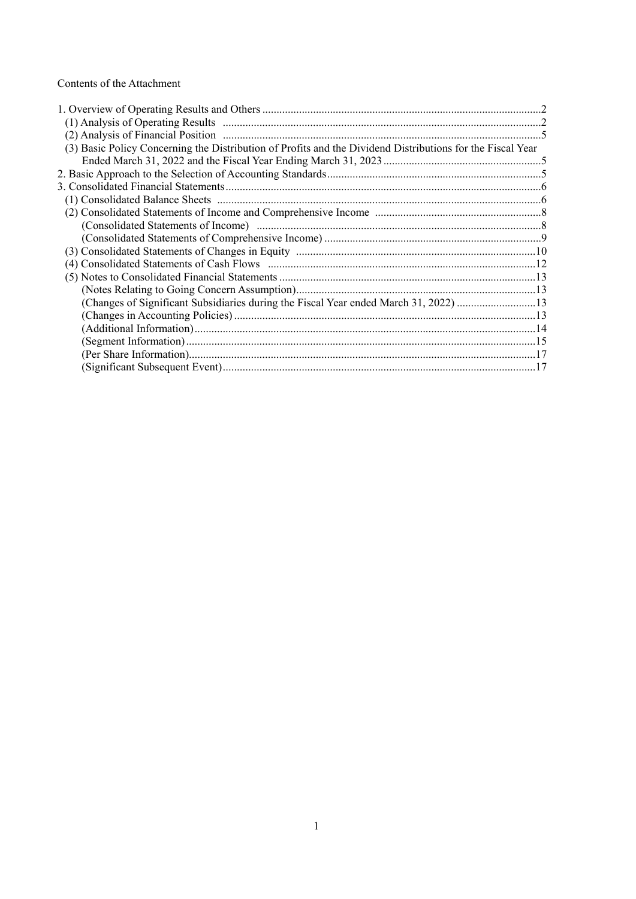Contents of the Attachment

| | |
|---|---|
| 1. Overview of Operating Results and Others | 2 |
| (1) Analysis of Operating Results | 2 |
| (2) Analysis of Financial Position | 5 |
| (3) Basic Policy Concerning the Distribution of Profits and the Dividend Distributions for the Fiscal Year Ended March 31, 2022 and the Fiscal Year Ending March 31, 2023 | 5 |
| 2. Basic Approach to the Selection of Accounting Standards | 5 |
| 3. Consolidated Financial Statements | 6 |
| (1) Consolidated Balance Sheets | 6 |
| (2) Consolidated Statements of Income and Comprehensive Income | 8 |
| (Consolidated Statements of Income) | 8 |
| (Consolidated Statements of Comprehensive Income) | 9 |
| (3) Consolidated Statements of Changes in Equity | 10 |
| (4) Consolidated Statements of Cash Flows | 12 |
| (5) Notes to Consolidated Financial Statements | 13 |
| (Notes Relating to Going Concern Assumption) | 13 |
| (Changes of Significant Subsidiaries during the Fiscal Year ended March 31, 2022) | 13 |
| (Changes in Accounting Policies) | 13 |
| (Additional Information) | 14 |
| (Segment Information) | 15 |
| (Per Share Information) | 17 |
| (Significant Subsequent Event) | 17 |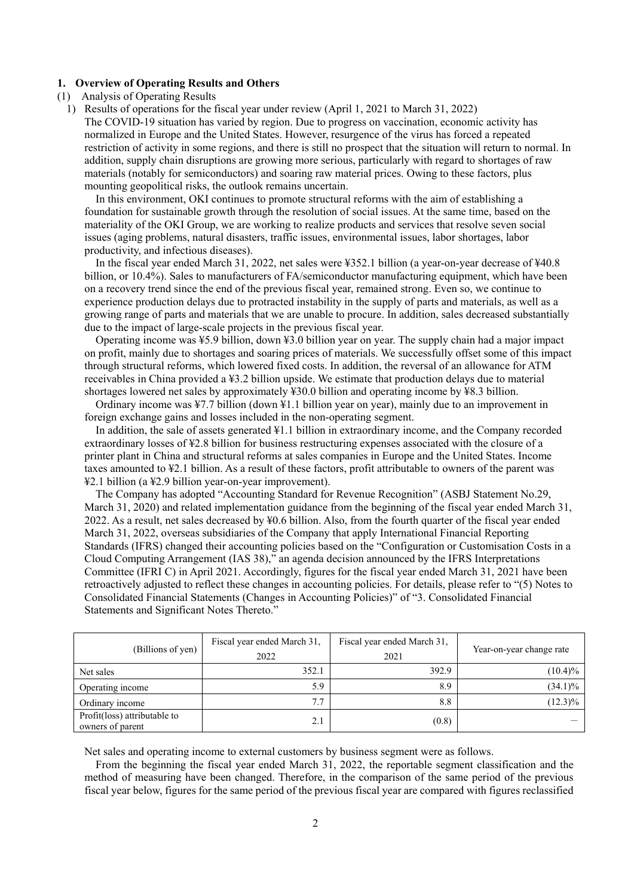## 1. Overview of Operating Results and Others

### (1) Analysis of Operating Results

#### 1) Results of operations for the fiscal year under review (April 1, 2021 to March 31, 2022)

The COVID-19 situation has varied by region. Due to progress on vaccination, economic activity has normalized in Europe and the United States. However, resurgence of the virus has forced a repeated restriction of activity in some regions, and there is still no prospect that the situation will return to normal. In addition, supply chain disruptions are growing more serious, particularly with regard to shortages of raw materials (notably for semiconductors) and soaring raw material prices. Owing to these factors, plus mounting geopolitical risks, the outlook remains uncertain.

In this environment, OKI continues to promote structural reforms with the aim of establishing a foundation for sustainable growth through the resolution of social issues. At the same time, based on the materiality of the OKI Group, we are working to realize products and services that resolve seven social issues (aging problems, natural disasters, traffic issues, environmental issues, labor shortages, labor productivity, and infectious diseases).

In the fiscal year ended March 31, 2022, net sales were ¥352.1 billion (a year-on-year decrease of ¥40.8 billion, or 10.4%). Sales to manufacturers of FA/semiconductor manufacturing equipment, which have been on a recovery trend since the end of the previous fiscal year, remained strong. Even so, we continue to experience production delays due to protracted instability in the supply of parts and materials, as well as a growing range of parts and materials that we are unable to procure. In addition, sales decreased substantially due to the impact of large-scale projects in the previous fiscal year.

Operating income was ¥5.9 billion, down ¥3.0 billion year on year. The supply chain had a major impact on profit, mainly due to shortages and soaring prices of materials. We successfully offset some of this impact through structural reforms, which lowered fixed costs. In addition, the reversal of an allowance for ATM receivables in China provided a ¥3.2 billion upside. We estimate that production delays due to material shortages lowered net sales by approximately ¥30.0 billion and operating income by ¥8.3 billion.

Ordinary income was ¥7.7 billion (down ¥1.1 billion year on year), mainly due to an improvement in foreign exchange gains and losses included in the non-operating segment.

In addition, the sale of assets generated ¥1.1 billion in extraordinary income, and the Company recorded extraordinary losses of ¥2.8 billion for business restructuring expenses associated with the closure of a printer plant in China and structural reforms at sales companies in Europe and the United States. Income taxes amounted to ¥2.1 billion. As a result of these factors, profit attributable to owners of the parent was ¥2.1 billion (a ¥2.9 billion year-on-year improvement).

The Company has adopted "Accounting Standard for Revenue Recognition" (ASBJ Statement No.29, March 31, 2020) and related implementation guidance from the beginning of the fiscal year ended March 31, 2022. As a result, net sales decreased by ¥0.6 billion. Also, from the fourth quarter of the fiscal year ended March 31, 2022, overseas subsidiaries of the Company that apply International Financial Reporting Standards (IFRS) changed their accounting policies based on the "Configuration or Customisation Costs in a Cloud Computing Arrangement (IAS 38)," an agenda decision announced by the IFRS Interpretations Committee (IFRI C) in April 2021. Accordingly, figures for the fiscal year ended March 31, 2021 have been retroactively adjusted to reflect these changes in accounting policies. For details, please refer to "(5) Notes to Consolidated Financial Statements (Changes in Accounting Policies)" of "3. Consolidated Financial Statements and Significant Notes Thereto."

| (Billions of yen) | Fiscal year ended March 31, 2022 | Fiscal year ended March 31, 2021 | Year-on-year change rate |
|---|---|---|---|
| Net sales | 352.1 | 392.9 | (10.4)% |
| Operating income | 5.9 | 8.9 | (34.1)% |
| Ordinary income | 7.7 | 8.8 | (12.3)% |
| Profit(loss) attributable to owners of parent | 2.1 | (0.8) | – |

Net sales and operating income to external customers by business segment were as follows.

From the beginning the fiscal year ended March 31, 2022, the reportable segment classification and the method of measuring have been changed. Therefore, in the comparison of the same period of the previous fiscal year below, figures for the same period of the previous fiscal year are compared with figures reclassified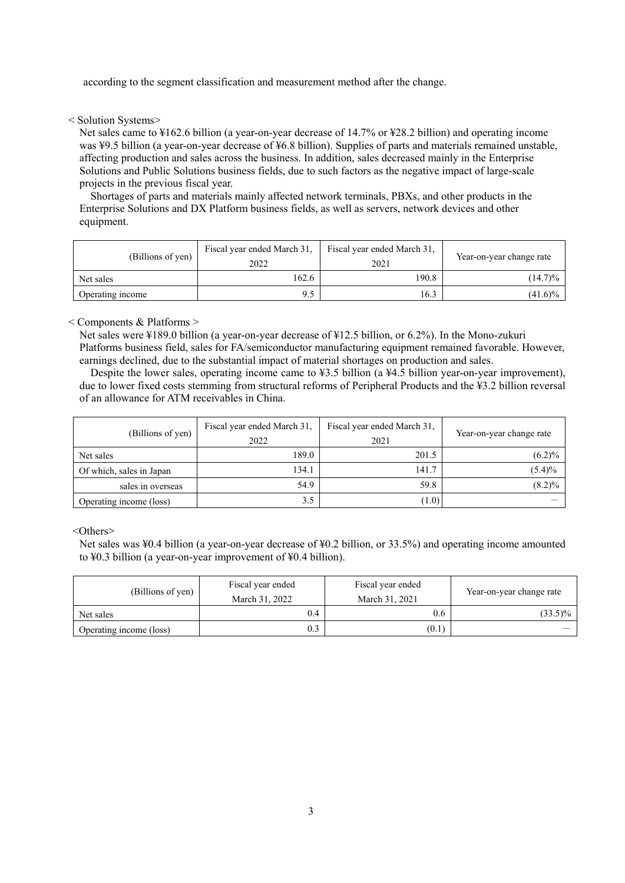according to the segment classification and measurement method after the change.

< Solution Systems>

Net sales came to ¥162.6 billion (a year-on-year decrease of 14.7% or ¥28.2 billion) and operating income was ¥9.5 billion (a year-on-year decrease of ¥6.8 billion). Supplies of parts and materials remained unstable, affecting production and sales across the business. In addition, sales decreased mainly in the Enterprise Solutions and Public Solutions business fields, due to such factors as the negative impact of large-scale projects in the previous fiscal year.

Shortages of parts and materials mainly affected network terminals, PBXs, and other products in the Enterprise Solutions and DX Platform business fields, as well as servers, network devices and other equipment.

| (Billions of yen) | Fiscal year ended March 31, 2022 | Fiscal year ended March 31, 2021 | Year-on-year change rate |
|---|---|---|---|
| Net sales | 162.6 | 190.8 | (14.7)% |
| Operating income | 9.5 | 16.3 | (41.6)% |

< Components & Platforms >

Net sales were ¥189.0 billion (a year-on-year decrease of ¥12.5 billion, or 6.2%). In the Mono-zukuri Platforms business field, sales for FA/semiconductor manufacturing equipment remained favorable. However, earnings declined, due to the substantial impact of material shortages on production and sales.

Despite the lower sales, operating income came to ¥3.5 billion (a ¥4.5 billion year-on-year improvement), due to lower fixed costs stemming from structural reforms of Peripheral Products and the ¥3.2 billion reversal of an allowance for ATM receivables in China.

| (Billions of yen) | Fiscal year ended March 31, 2022 | Fiscal year ended March 31, 2021 | Year-on-year change rate |
|---|---|---|---|
| Net sales | 189.0 | 201.5 | (6.2)% |
| Of which, sales in Japan | 134.1 | 141.7 | (5.4)% |
| sales in overseas | 54.9 | 59.8 | (8.2)% |
| Operating income (loss) | 3.5 | (1.0) | — |

<Others>

Net sales was ¥0.4 billion (a year-on-year decrease of ¥0.2 billion, or 33.5%) and operating income amounted to ¥0.3 billion (a year-on-year improvement of ¥0.4 billion).

| (Billions of yen) | Fiscal year ended March 31, 2022 | Fiscal year ended March 31, 2021 | Year-on-year change rate |
|---|---|---|---|
| Net sales | 0.4 | 0.6 | (33.5)% |
| Operating income (loss) | 0.3 | (0.1) | — |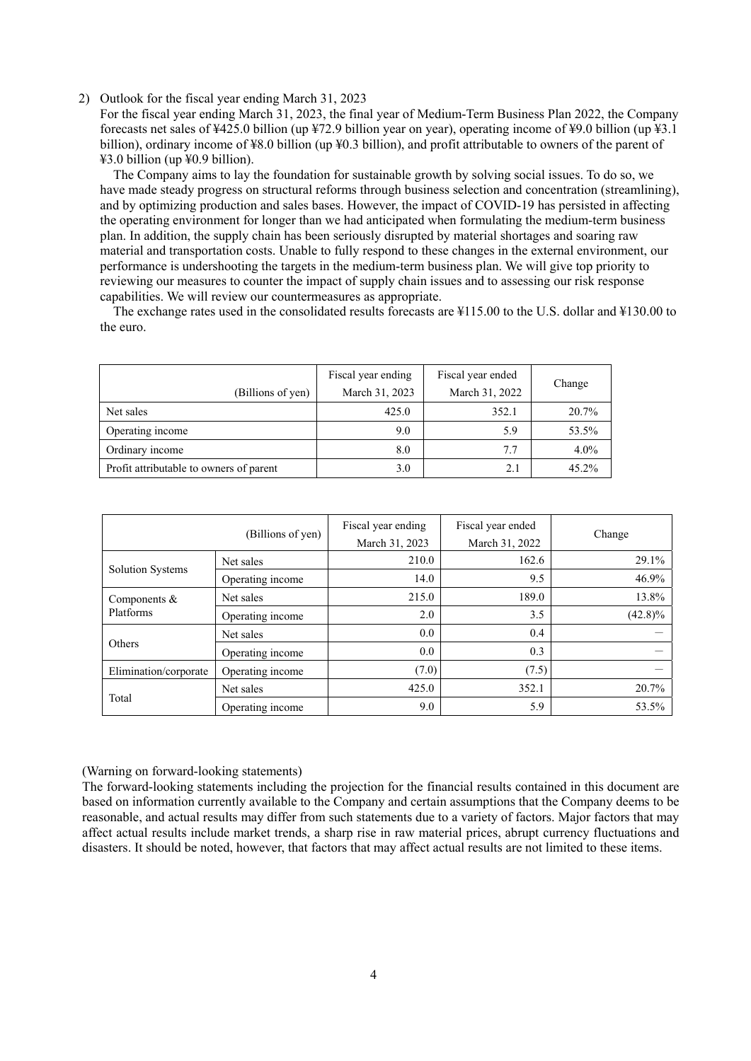2) Outlook for the fiscal year ending March 31, 2023

For the fiscal year ending March 31, 2023, the final year of Medium-Term Business Plan 2022, the Company forecasts net sales of ¥425.0 billion (up ¥72.9 billion year on year), operating income of ¥9.0 billion (up ¥3.1 billion), ordinary income of ¥8.0 billion (up ¥0.3 billion), and profit attributable to owners of the parent of ¥3.0 billion (up ¥0.9 billion).

The Company aims to lay the foundation for sustainable growth by solving social issues. To do so, we have made steady progress on structural reforms through business selection and concentration (streamlining), and by optimizing production and sales bases. However, the impact of COVID-19 has persisted in affecting the operating environment for longer than we had anticipated when formulating the medium-term business plan. In addition, the supply chain has been seriously disrupted by material shortages and soaring raw material and transportation costs. Unable to fully respond to these changes in the external environment, our performance is undershooting the targets in the medium-term business plan. We will give top priority to reviewing our measures to counter the impact of supply chain issues and to assessing our risk response capabilities. We will review our countermeasures as appropriate.

The exchange rates used in the consolidated results forecasts are ¥115.00 to the U.S. dollar and ¥130.00 to the euro.

| (Billions of yen) | Fiscal year ending March 31, 2023 | Fiscal year ended March 31, 2022 | Change |
|---|---|---|---|
| Net sales | 425.0 | 352.1 | 20.7% |
| Operating income | 9.0 | 5.9 | 53.5% |
| Ordinary income | 8.0 | 7.7 | 4.0% |
| Profit attributable to owners of parent | 3.0 | 2.1 | 45.2% |

| (Billions of yen) | | Fiscal year ending March 31, 2023 | Fiscal year ended March 31, 2022 | Change |
|---|---|---|---|---|
| Solution Systems | Net sales | 210.0 | 162.6 | 29.1% |
| | Operating income | 14.0 | 9.5 | 46.9% |
| Components & Platforms | Net sales | 215.0 | 189.0 | 13.8% |
| | Operating income | 2.0 | 3.5 | (42.8)% |
| Others | Net sales | 0.0 | 0.4 | — |
| | Operating income | 0.0 | 0.3 | — |
| Elimination/corporate | Operating income | (7.0) | (7.5) | — |
| Total | Net sales | 425.0 | 352.1 | 20.7% |
| | Operating income | 9.0 | 5.9 | 53.5% |

(Warning on forward-looking statements)

The forward-looking statements including the projection for the financial results contained in this document are based on information currently available to the Company and certain assumptions that the Company deems to be reasonable, and actual results may differ from such statements due to a variety of factors. Major factors that may affect actual results include market trends, a sharp rise in raw material prices, abrupt currency fluctuations and disasters. It should be noted, however, that factors that may affect actual results are not limited to these items.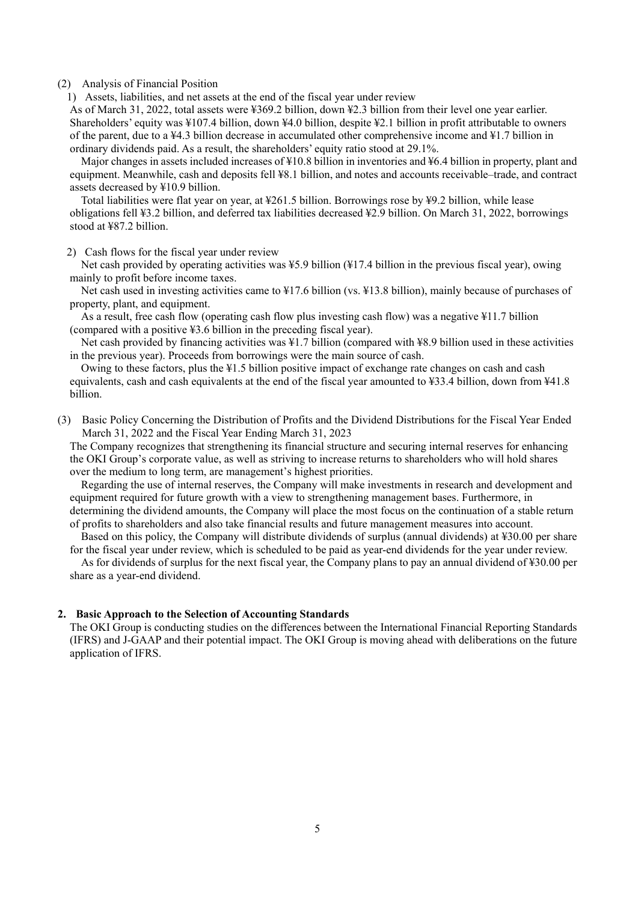### (2) Analysis of Financial Position

#### 1) Assets, liabilities, and net assets at the end of the fiscal year under review

As of March 31, 2022, total assets were ¥369.2 billion, down ¥2.3 billion from their level one year earlier. Shareholders' equity was ¥107.4 billion, down ¥4.0 billion, despite ¥2.1 billion in profit attributable to owners of the parent, due to a ¥4.3 billion decrease in accumulated other comprehensive income and ¥1.7 billion in ordinary dividends paid. As a result, the shareholders' equity ratio stood at 29.1%.

Major changes in assets included increases of ¥10.8 billion in inventories and ¥6.4 billion in property, plant and equipment. Meanwhile, cash and deposits fell ¥8.1 billion, and notes and accounts receivable–trade, and contract assets decreased by ¥10.9 billion.

Total liabilities were flat year on year, at ¥261.5 billion. Borrowings rose by ¥9.2 billion, while lease obligations fell ¥3.2 billion, and deferred tax liabilities decreased ¥2.9 billion. On March 31, 2022, borrowings stood at ¥87.2 billion.

#### 2) Cash flows for the fiscal year under review

Net cash provided by operating activities was ¥5.9 billion (¥17.4 billion in the previous fiscal year), owing mainly to profit before income taxes.

Net cash used in investing activities came to ¥17.6 billion (vs. ¥13.8 billion), mainly because of purchases of property, plant, and equipment.

As a result, free cash flow (operating cash flow plus investing cash flow) was a negative ¥11.7 billion (compared with a positive ¥3.6 billion in the preceding fiscal year).

Net cash provided by financing activities was ¥1.7 billion (compared with ¥8.9 billion used in these activities in the previous year). Proceeds from borrowings were the main source of cash.

Owing to these factors, plus the ¥1.5 billion positive impact of exchange rate changes on cash and cash equivalents, cash and cash equivalents at the end of the fiscal year amounted to ¥33.4 billion, down from ¥41.8 billion.

### (3) Basic Policy Concerning the Distribution of Profits and the Dividend Distributions for the Fiscal Year Ended March 31, 2022 and the Fiscal Year Ending March 31, 2023

The Company recognizes that strengthening its financial structure and securing internal reserves for enhancing the OKI Group's corporate value, as well as striving to increase returns to shareholders who will hold shares over the medium to long term, are management's highest priorities.

Regarding the use of internal reserves, the Company will make investments in research and development and equipment required for future growth with a view to strengthening management bases. Furthermore, in determining the dividend amounts, the Company will place the most focus on the continuation of a stable return of profits to shareholders and also take financial results and future management measures into account.

Based on this policy, the Company will distribute dividends of surplus (annual dividends) at ¥30.00 per share for the fiscal year under review, which is scheduled to be paid as year-end dividends for the year under review.

As for dividends of surplus for the next fiscal year, the Company plans to pay an annual dividend of ¥30.00 per share as a year-end dividend.

## 2. Basic Approach to the Selection of Accounting Standards

The OKI Group is conducting studies on the differences between the International Financial Reporting Standards (IFRS) and J-GAAP and their potential impact. The OKI Group is moving ahead with deliberations on the future application of IFRS.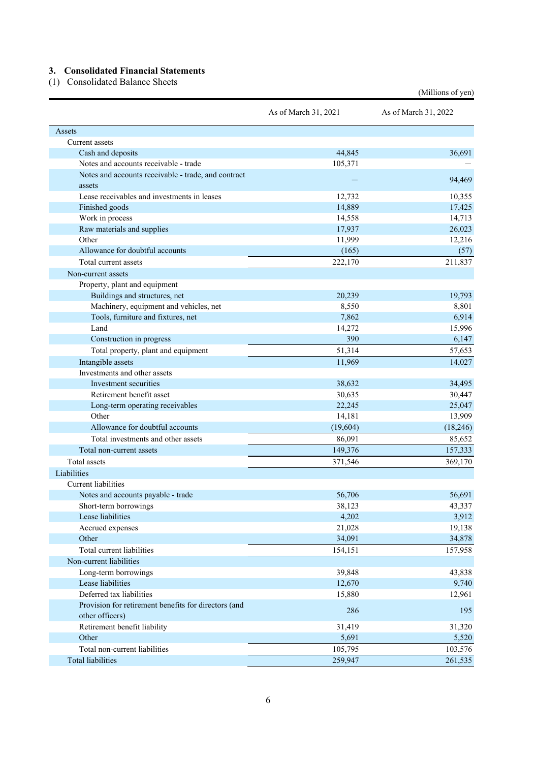## 3. Consolidated Financial Statements

### (1) Consolidated Balance Sheets

(Millions of yen)

| | As of March 31, 2021 | As of March 31, 2022 |
|---|---|---|
| Assets | | |
| Current assets | | |
| Cash and deposits | 44,845 | 36,691 |
| Notes and accounts receivable - trade | 105,371 | — |
| Notes and accounts receivable - trade, and contract assets | — | 94,469 |
| Lease receivables and investments in leases | 12,732 | 10,355 |
| Finished goods | 14,889 | 17,425 |
| Work in process | 14,558 | 14,713 |
| Raw materials and supplies | 17,937 | 26,023 |
| Other | 11,999 | 12,216 |
| Allowance for doubtful accounts | (165) | (57) |
| Total current assets | 222,170 | 211,837 |
| Non-current assets | | |
| Property, plant and equipment | | |
| Buildings and structures, net | 20,239 | 19,793 |
| Machinery, equipment and vehicles, net | 8,550 | 8,801 |
| Tools, furniture and fixtures, net | 7,862 | 6,914 |
| Land | 14,272 | 15,996 |
| Construction in progress | 390 | 6,147 |
| Total property, plant and equipment | 51,314 | 57,653 |
| Intangible assets | 11,969 | 14,027 |
| Investments and other assets | | |
| Investment securities | 38,632 | 34,495 |
| Retirement benefit asset | 30,635 | 30,447 |
| Long-term operating receivables | 22,245 | 25,047 |
| Other | 14,181 | 13,909 |
| Allowance for doubtful accounts | (19,604) | (18,246) |
| Total investments and other assets | 86,091 | 85,652 |
| Total non-current assets | 149,376 | 157,333 |
| Total assets | 371,546 | 369,170 |
| Liabilities | | |
| Current liabilities | | |
| Notes and accounts payable - trade | 56,706 | 56,691 |
| Short-term borrowings | 38,123 | 43,337 |
| Lease liabilities | 4,202 | 3,912 |
| Accrued expenses | 21,028 | 19,138 |
| Other | 34,091 | 34,878 |
| Total current liabilities | 154,151 | 157,958 |
| Non-current liabilities | | |
| Long-term borrowings | 39,848 | 43,838 |
| Lease liabilities | 12,670 | 9,740 |
| Deferred tax liabilities | 15,880 | 12,961 |
| Provision for retirement benefits for directors (and other officers) | 286 | 195 |
| Retirement benefit liability | 31,419 | 31,320 |
| Other | 5,691 | 5,520 |
| Total non-current liabilities | 105,795 | 103,576 |
| Total liabilities | 259,947 | 261,535 |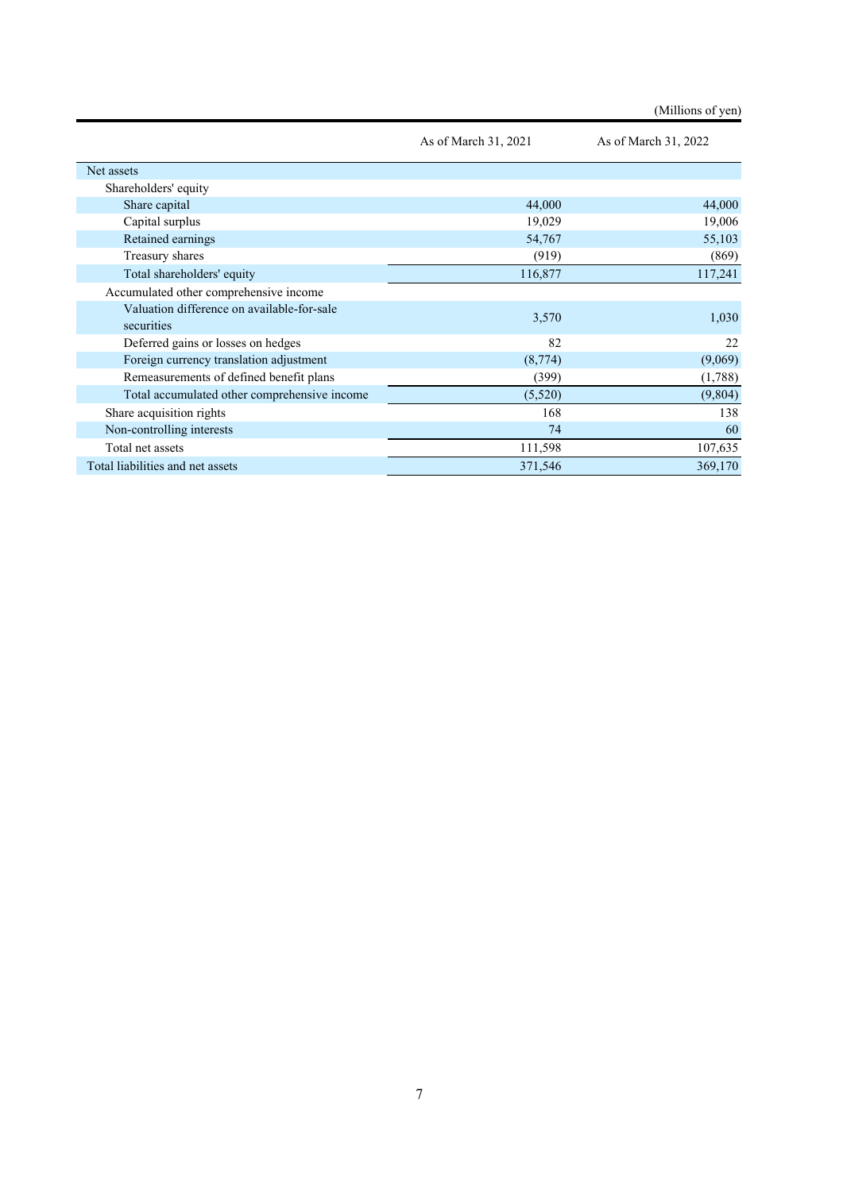(Millions of yen)

| | As of March 31, 2021 | As of March 31, 2022 |
|---|---|---|
| Net assets | | |
| Shareholders' equity | | |
| Share capital | 44,000 | 44,000 |
| Capital surplus | 19,029 | 19,006 |
| Retained earnings | 54,767 | 55,103 |
| Treasury shares | (919) | (869) |
| Total shareholders' equity | 116,877 | 117,241 |
| Accumulated other comprehensive income | | |
| Valuation difference on available-for-sale securities | 3,570 | 1,030 |
| Deferred gains or losses on hedges | 82 | 22 |
| Foreign currency translation adjustment | (8,774) | (9,069) |
| Remeasurements of defined benefit plans | (399) | (1,788) |
| Total accumulated other comprehensive income | (5,520) | (9,804) |
| Share acquisition rights | 168 | 138 |
| Non-controlling interests | 74 | 60 |
| Total net assets | 111,598 | 107,635 |
| Total liabilities and net assets | 371,546 | 369,170 |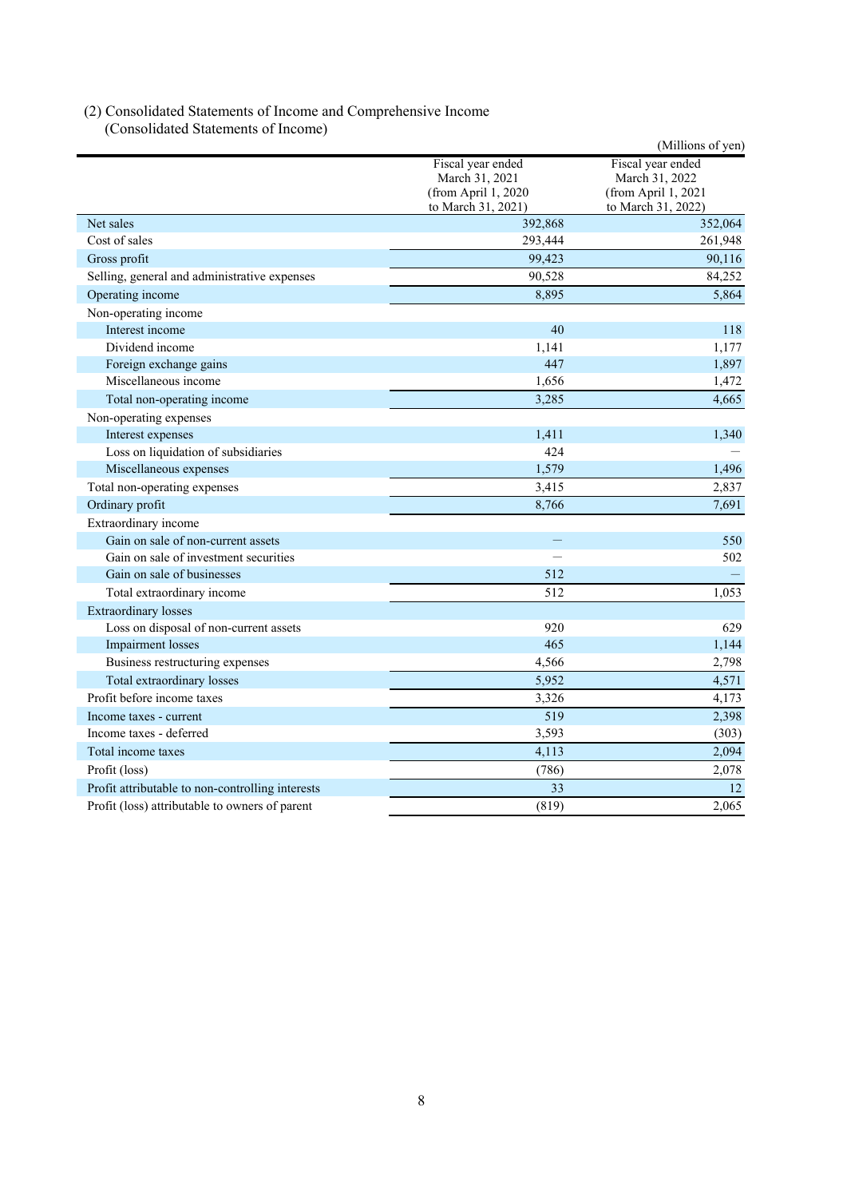(2) Consolidated Statements of Income and Comprehensive Income

(Consolidated Statements of Income)

(Millions of yen)

| | Fiscal year ended March 31, 2021 (from April 1, 2020 to March 31, 2021) | Fiscal year ended March 31, 2022 (from April 1, 2021 to March 31, 2022) |
|---|---|---|
| Net sales | 392,868 | 352,064 |
| Cost of sales | 293,444 | 261,948 |
| Gross profit | 99,423 | 90,116 |
| Selling, general and administrative expenses | 90,528 | 84,252 |
| Operating income | 8,895 | 5,864 |
| Non-operating income | | |
| Interest income | 40 | 118 |
| Dividend income | 1,141 | 1,177 |
| Foreign exchange gains | 447 | 1,897 |
| Miscellaneous income | 1,656 | 1,472 |
| Total non-operating income | 3,285 | 4,665 |
| Non-operating expenses | | |
| Interest expenses | 1,411 | 1,340 |
| Loss on liquidation of subsidiaries | 424 | — |
| Miscellaneous expenses | 1,579 | 1,496 |
| Total non-operating expenses | 3,415 | 2,837 |
| Ordinary profit | 8,766 | 7,691 |
| Extraordinary income | | |
| Gain on sale of non-current assets | — | 550 |
| Gain on sale of investment securities | — | 502 |
| Gain on sale of businesses | 512 | — |
| Total extraordinary income | 512 | 1,053 |
| Extraordinary losses | | |
| Loss on disposal of non-current assets | 920 | 629 |
| Impairment losses | 465 | 1,144 |
| Business restructuring expenses | 4,566 | 2,798 |
| Total extraordinary losses | 5,952 | 4,571 |
| Profit before income taxes | 3,326 | 4,173 |
| Income taxes - current | 519 | 2,398 |
| Income taxes - deferred | 3,593 | (303) |
| Total income taxes | 4,113 | 2,094 |
| Profit (loss) | (786) | 2,078 |
| Profit attributable to non-controlling interests | 33 | 12 |
| Profit (loss) attributable to owners of parent | (819) | 2,065 |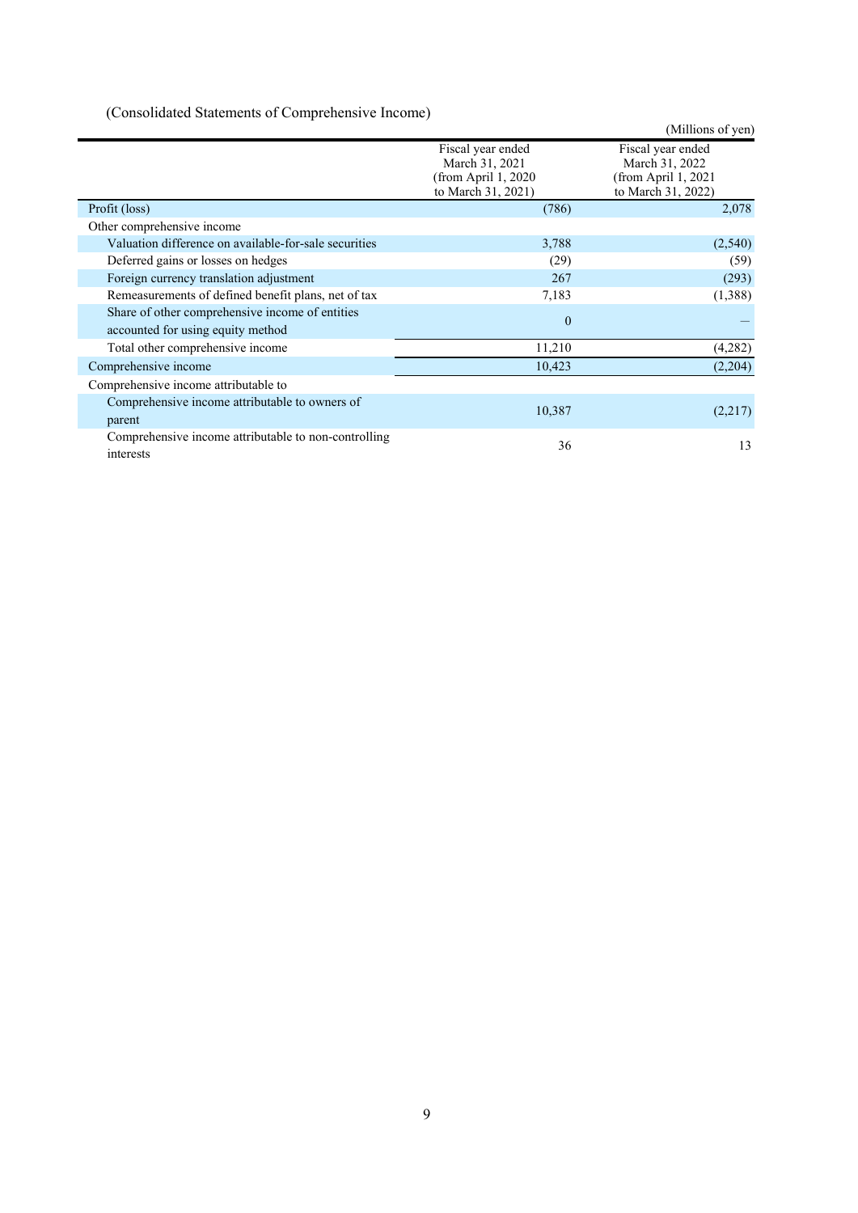(Consolidated Statements of Comprehensive Income)

(Millions of yen)

| | Fiscal year ended March 31, 2021 (from April 1, 2020 to March 31, 2021) | Fiscal year ended March 31, 2022 (from April 1, 2021 to March 31, 2022) |
|---|---|---|
| Profit (loss) | (786) | 2,078 |
| Other comprehensive income | | |
| Valuation difference on available-for-sale securities | 3,788 | (2,540) |
| Deferred gains or losses on hedges | (29) | (59) |
| Foreign currency translation adjustment | 267 | (293) |
| Remeasurements of defined benefit plans, net of tax | 7,183 | (1,388) |
| Share of other comprehensive income of entities accounted for using equity method | 0 | — |
| Total other comprehensive income | 11,210 | (4,282) |
| Comprehensive income | 10,423 | (2,204) |
| Comprehensive income attributable to | | |
| Comprehensive income attributable to owners of parent | 10,387 | (2,217) |
| Comprehensive income attributable to non-controlling interests | 36 | 13 |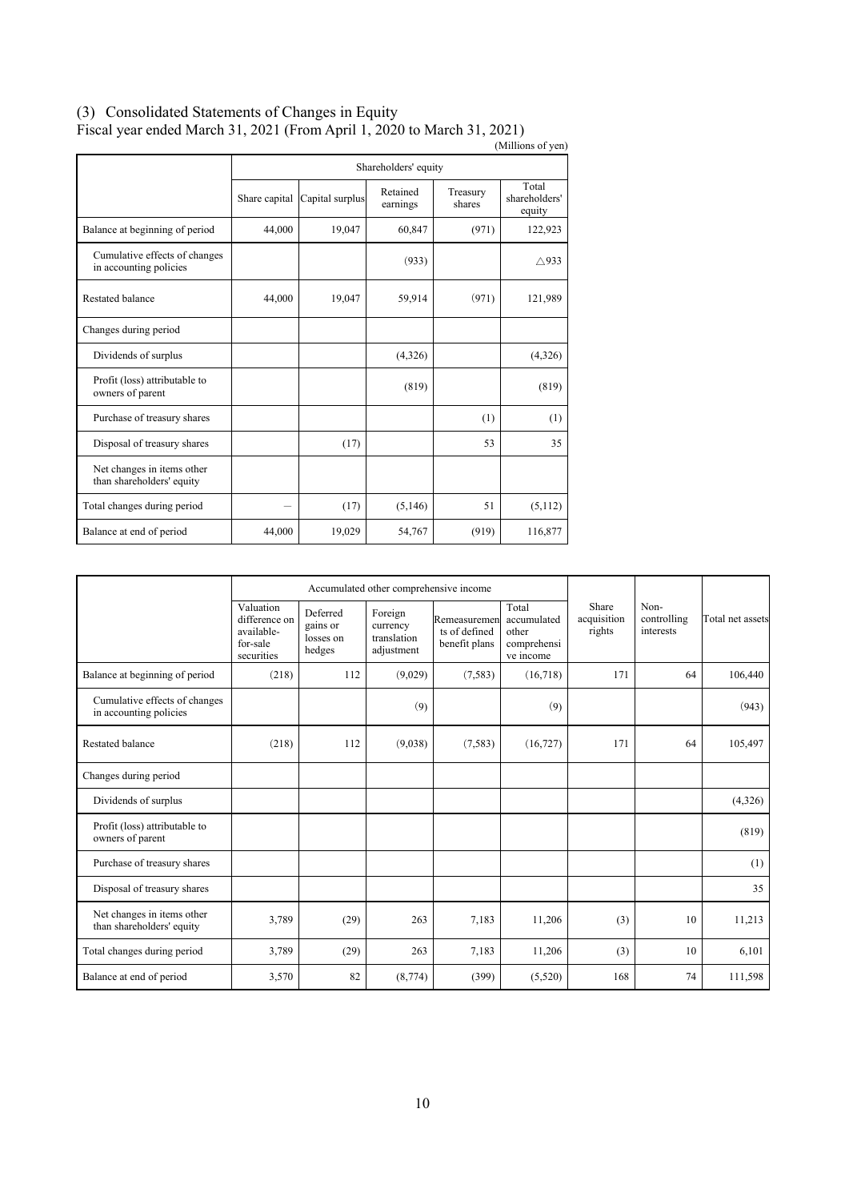## (3) Consolidated Statements of Changes in Equity

Fiscal year ended March 31, 2021 (From April 1, 2020 to March 31, 2021)

(Millions of yen)

| | Shareholders' equity | | | | |
|---|---|---|---|---|---|
| | Share capital | Capital surplus | Retained earnings | Treasury shares | Total shareholders' equity |
| Balance at beginning of period | 44,000 | 19,047 | 60,847 | (971) | 122,923 |
| Cumulative effects of changes in accounting policies | | | (933) | | △933 |
| Restated balance | 44,000 | 19,047 | 59,914 | (971) | 121,989 |
| Changes during period | | | | | |
| Dividends of surplus | | | (4,326) | | (4,326) |
| Profit (loss) attributable to owners of parent | | | (819) | | (819) |
| Purchase of treasury shares | | | | (1) | (1) |
| Disposal of treasury shares | | (17) | | 53 | 35 |
| Net changes in items other than shareholders' equity | | | | | |
| Total changes during period | – | (17) | (5,146) | 51 | (5,112) |
| Balance at end of period | 44,000 | 19,029 | 54,767 | (919) | 116,877 |

| | Accumulated other comprehensive income | | | | | Share acquisition rights | Non-controlling interests | Total net assets |
|---|---|---|---|---|---|---|---|---|
| | Valuation difference on available-for-sale securities | Deferred gains or losses on hedges | Foreign currency translation adjustment | Remeasurements of defined benefit plans | Total accumulated other comprehensive income | | | |
| Balance at beginning of period | (218) | 112 | (9,029) | (7,583) | (16,718) | 171 | 64 | 106,440 |
| Cumulative effects of changes in accounting policies | | | (9) | | (9) | | | (943) |
| Restated balance | (218) | 112 | (9,038) | (7,583) | (16,727) | 171 | 64 | 105,497 |
| Changes during period | | | | | | | | |
| Dividends of surplus | | | | | | | | (4,326) |
| Profit (loss) attributable to owners of parent | | | | | | | | (819) |
| Purchase of treasury shares | | | | | | | | (1) |
| Disposal of treasury shares | | | | | | | | 35 |
| Net changes in items other than shareholders' equity | 3,789 | (29) | 263 | 7,183 | 11,206 | (3) | 10 | 11,213 |
| Total changes during period | 3,789 | (29) | 263 | 7,183 | 11,206 | (3) | 10 | 6,101 |
| Balance at end of period | 3,570 | 82 | (8,774) | (399) | (5,520) | 168 | 74 | 111,598 |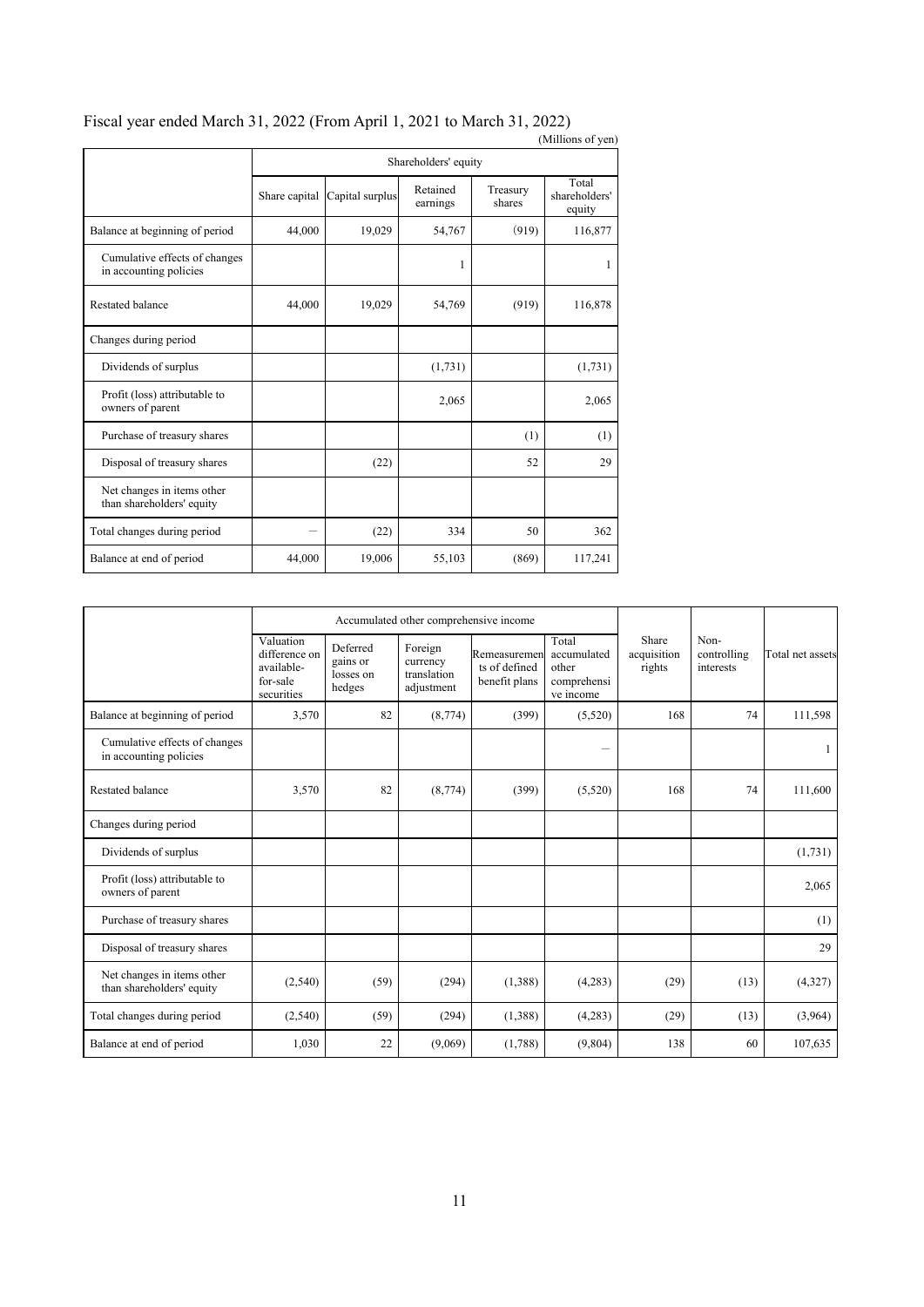Fiscal year ended March 31, 2022 (From April 1, 2021 to March 31, 2022)

(Millions of yen)

| | Shareholders' equity | | | | |
|---|---|---|---|---|---|
| | Share capital | Capital surplus | Retained earnings | Treasury shares | Total shareholders' equity |
| Balance at beginning of period | 44,000 | 19,029 | 54,767 | (919) | 116,877 |
| Cumulative effects of changes in accounting policies | | | 1 | | 1 |
| Restated balance | 44,000 | 19,029 | 54,769 | (919) | 116,878 |
| Changes during period | | | | | |
| Dividends of surplus | | | (1,731) | | (1,731) |
| Profit (loss) attributable to owners of parent | | | 2,065 | | 2,065 |
| Purchase of treasury shares | | | | (1) | (1) |
| Disposal of treasury shares | | (22) | | 52 | 29 |
| Net changes in items other than shareholders' equity | | | | | |
| Total changes during period | － | (22) | 334 | 50 | 362 |
| Balance at end of period | 44,000 | 19,006 | 55,103 | (869) | 117,241 |

| | Accumulated other comprehensive income | | | | | Share acquisition rights | Non-controlling interests | Total net assets |
|---|---|---|---|---|---|---|---|---|
| | Valuation difference on available-for-sale securities | Deferred gains or losses on hedges | Foreign currency translation adjustment | Remeasurements of defined benefit plans | Total accumulated other comprehensive income | | | |
| Balance at beginning of period | 3,570 | 82 | (8,774) | (399) | (5,520) | 168 | 74 | 111,598 |
| Cumulative effects of changes in accounting policies | | | | | － | | | 1 |
| Restated balance | 3,570 | 82 | (8,774) | (399) | (5,520) | 168 | 74 | 111,600 |
| Changes during period | | | | | | | | |
| Dividends of surplus | | | | | | | | (1,731) |
| Profit (loss) attributable to owners of parent | | | | | | | | 2,065 |
| Purchase of treasury shares | | | | | | | | (1) |
| Disposal of treasury shares | | | | | | | | 29 |
| Net changes in items other than shareholders' equity | (2,540) | (59) | (294) | (1,388) | (4,283) | (29) | (13) | (4,327) |
| Total changes during period | (2,540) | (59) | (294) | (1,388) | (4,283) | (29) | (13) | (3,964) |
| Balance at end of period | 1,030 | 22 | (9,069) | (1,788) | (9,804) | 138 | 60 | 107,635 |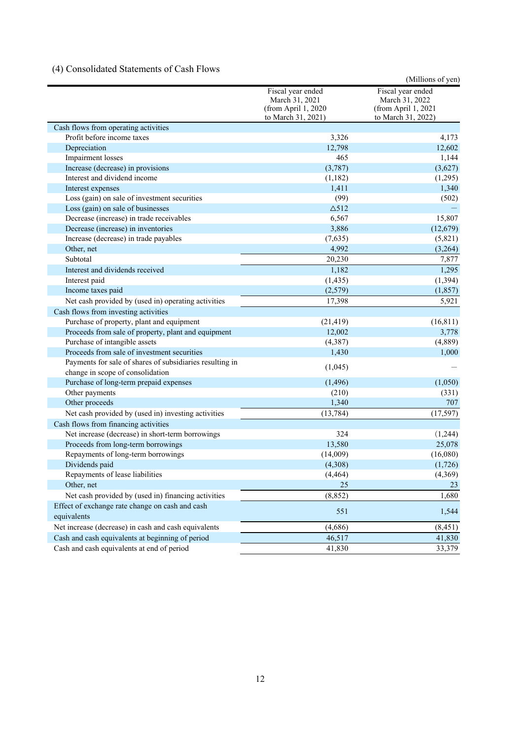## (4) Consolidated Statements of Cash Flows

(Millions of yen)

| | Fiscal year ended March 31, 2021 (from April 1, 2020 to March 31, 2021) | Fiscal year ended March 31, 2022 (from April 1, 2021 to March 31, 2022) |
|---|---|---|
| Cash flows from operating activities | | |
| Profit before income taxes | 3,326 | 4,173 |
| Depreciation | 12,798 | 12,602 |
| Impairment losses | 465 | 1,144 |
| Increase (decrease) in provisions | (3,787) | (3,627) |
| Interest and dividend income | (1,182) | (1,295) |
| Interest expenses | 1,411 | 1,340 |
| Loss (gain) on sale of investment securities | (99) | (502) |
| Loss (gain) on sale of businesses | △512 | — |
| Decrease (increase) in trade receivables | 6,567 | 15,807 |
| Decrease (increase) in inventories | 3,886 | (12,679) |
| Increase (decrease) in trade payables | (7,635) | (5,821) |
| Other, net | 4,992 | (3,264) |
| Subtotal | 20,230 | 7,877 |
| Interest and dividends received | 1,182 | 1,295 |
| Interest paid | (1,435) | (1,394) |
| Income taxes paid | (2,579) | (1,857) |
| Net cash provided by (used in) operating activities | 17,398 | 5,921 |
| Cash flows from investing activities | | |
| Purchase of property, plant and equipment | (21,419) | (16,811) |
| Proceeds from sale of property, plant and equipment | 12,002 | 3,778 |
| Purchase of intangible assets | (4,387) | (4,889) |
| Proceeds from sale of investment securities | 1,430 | 1,000 |
| Payments for sale of shares of subsidiaries resulting in change in scope of consolidation | (1,045) | — |
| Purchase of long-term prepaid expenses | (1,496) | (1,050) |
| Other payments | (210) | (331) |
| Other proceeds | 1,340 | 707 |
| Net cash provided by (used in) investing activities | (13,784) | (17,597) |
| Cash flows from financing activities | | |
| Net increase (decrease) in short-term borrowings | 324 | (1,244) |
| Proceeds from long-term borrowings | 13,580 | 25,078 |
| Repayments of long-term borrowings | (14,009) | (16,080) |
| Dividends paid | (4,308) | (1,726) |
| Repayments of lease liabilities | (4,464) | (4,369) |
| Other, net | 25 | 23 |
| Net cash provided by (used in) financing activities | (8,852) | 1,680 |
| Effect of exchange rate change on cash and cash equivalents | 551 | 1,544 |
| Net increase (decrease) in cash and cash equivalents | (4,686) | (8,451) |
| Cash and cash equivalents at beginning of period | 46,517 | 41,830 |
| Cash and cash equivalents at end of period | 41,830 | 33,379 |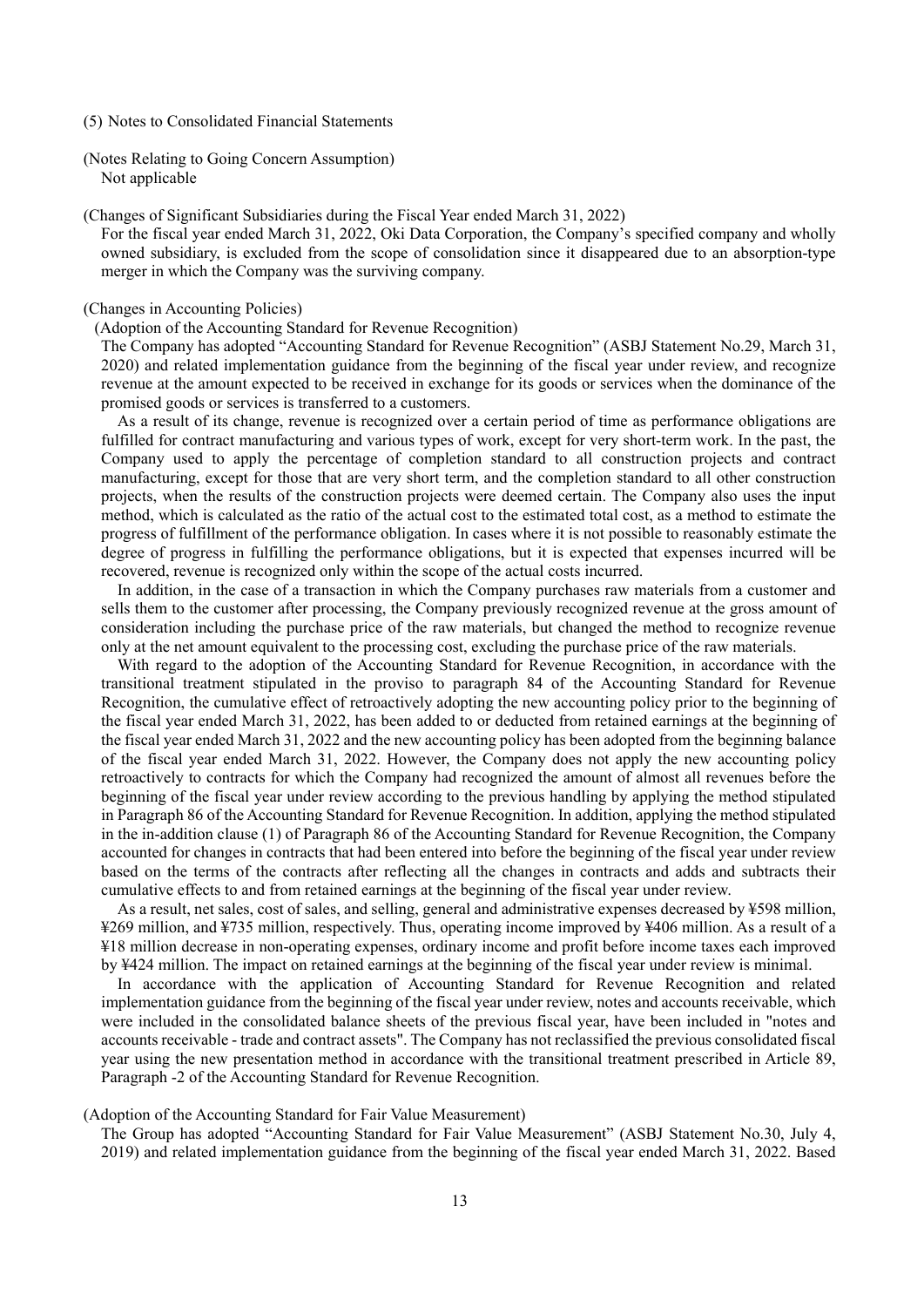## (5) Notes to Consolidated Financial Statements

(Notes Relating to Going Concern Assumption)
Not applicable

(Changes of Significant Subsidiaries during the Fiscal Year ended March 31, 2022)
For the fiscal year ended March 31, 2022, Oki Data Corporation, the Company's specified company and wholly owned subsidiary, is excluded from the scope of consolidation since it disappeared due to an absorption-type merger in which the Company was the surviving company.

(Changes in Accounting Policies)

(Adoption of the Accounting Standard for Revenue Recognition)

The Company has adopted "Accounting Standard for Revenue Recognition" (ASBJ Statement No.29, March 31, 2020) and related implementation guidance from the beginning of the fiscal year under review, and recognize revenue at the amount expected to be received in exchange for its goods or services when the dominance of the promised goods or services is transferred to a customers.

As a result of its change, revenue is recognized over a certain period of time as performance obligations are fulfilled for contract manufacturing and various types of work, except for very short-term work. In the past, the Company used to apply the percentage of completion standard to all construction projects and contract manufacturing, except for those that are very short term, and the completion standard to all other construction projects, when the results of the construction projects were deemed certain. The Company also uses the input method, which is calculated as the ratio of the actual cost to the estimated total cost, as a method to estimate the progress of fulfillment of the performance obligation. In cases where it is not possible to reasonably estimate the degree of progress in fulfilling the performance obligations, but it is expected that expenses incurred will be recovered, revenue is recognized only within the scope of the actual costs incurred.

In addition, in the case of a transaction in which the Company purchases raw materials from a customer and sells them to the customer after processing, the Company previously recognized revenue at the gross amount of consideration including the purchase price of the raw materials, but changed the method to recognize revenue only at the net amount equivalent to the processing cost, excluding the purchase price of the raw materials.

With regard to the adoption of the Accounting Standard for Revenue Recognition, in accordance with the transitional treatment stipulated in the proviso to paragraph 84 of the Accounting Standard for Revenue Recognition, the cumulative effect of retroactively adopting the new accounting policy prior to the beginning of the fiscal year ended March 31, 2022, has been added to or deducted from retained earnings at the beginning of the fiscal year ended March 31, 2022 and the new accounting policy has been adopted from the beginning balance of the fiscal year ended March 31, 2022. However, the Company does not apply the new accounting policy retroactively to contracts for which the Company had recognized the amount of almost all revenues before the beginning of the fiscal year under review according to the previous handling by applying the method stipulated in Paragraph 86 of the Accounting Standard for Revenue Recognition. In addition, applying the method stipulated in the in-addition clause (1) of Paragraph 86 of the Accounting Standard for Revenue Recognition, the Company accounted for changes in contracts that had been entered into before the beginning of the fiscal year under review based on the terms of the contracts after reflecting all the changes in contracts and adds and subtracts their cumulative effects to and from retained earnings at the beginning of the fiscal year under review.

As a result, net sales, cost of sales, and selling, general and administrative expenses decreased by ¥598 million, ¥269 million, and ¥735 million, respectively. Thus, operating income improved by ¥406 million. As a result of a ¥18 million decrease in non-operating expenses, ordinary income and profit before income taxes each improved by ¥424 million. The impact on retained earnings at the beginning of the fiscal year under review is minimal.

In accordance with the application of Accounting Standard for Revenue Recognition and related implementation guidance from the beginning of the fiscal year under review, notes and accounts receivable, which were included in the consolidated balance sheets of the previous fiscal year, have been included in "notes and accounts receivable - trade and contract assets". The Company has not reclassified the previous consolidated fiscal year using the new presentation method in accordance with the transitional treatment prescribed in Article 89, Paragraph -2 of the Accounting Standard for Revenue Recognition.

(Adoption of the Accounting Standard for Fair Value Measurement)

The Group has adopted "Accounting Standard for Fair Value Measurement" (ASBJ Statement No.30, July 4, 2019) and related implementation guidance from the beginning of the fiscal year ended March 31, 2022. Based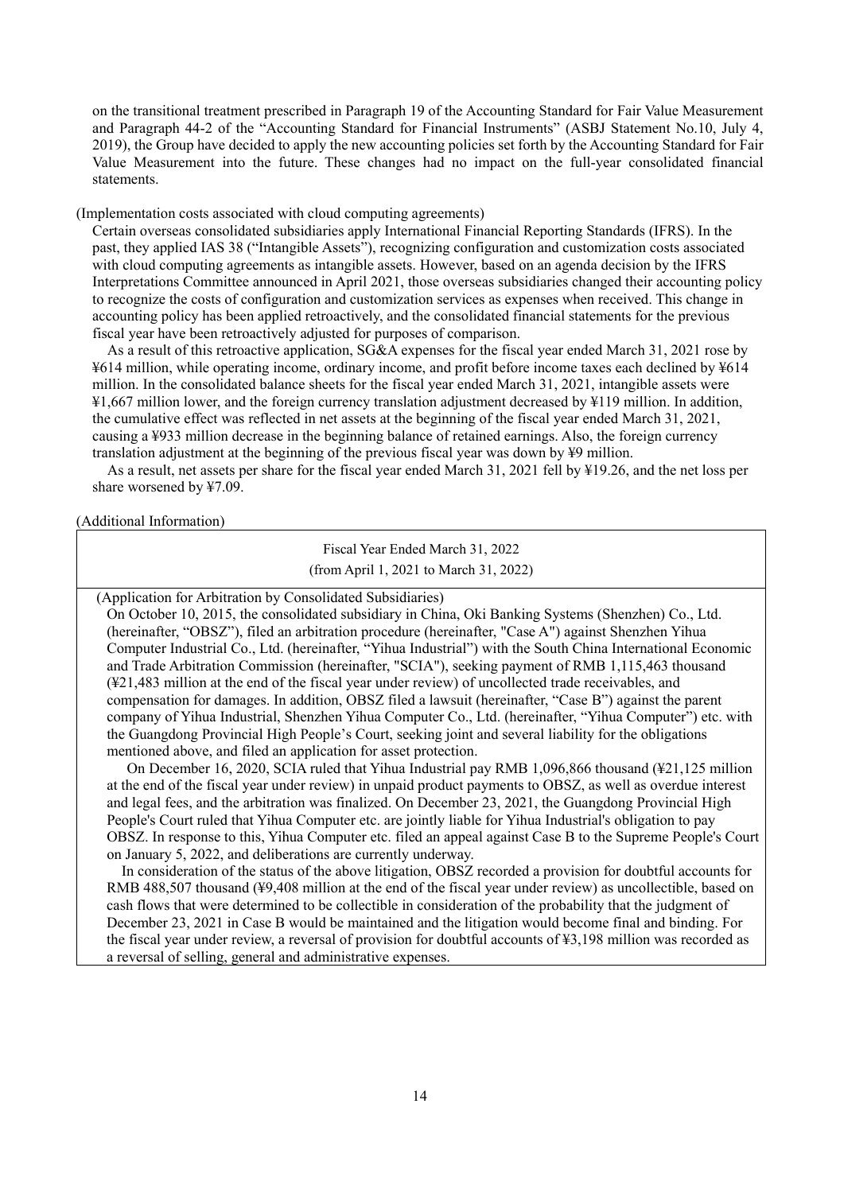on the transitional treatment prescribed in Paragraph 19 of the Accounting Standard for Fair Value Measurement and Paragraph 44-2 of the "Accounting Standard for Financial Instruments" (ASBJ Statement No.10, July 4, 2019), the Group have decided to apply the new accounting policies set forth by the Accounting Standard for Fair Value Measurement into the future. These changes had no impact on the full-year consolidated financial statements.

(Implementation costs associated with cloud computing agreements)

Certain overseas consolidated subsidiaries apply International Financial Reporting Standards (IFRS). In the past, they applied IAS 38 ("Intangible Assets"), recognizing configuration and customization costs associated with cloud computing agreements as intangible assets. However, based on an agenda decision by the IFRS Interpretations Committee announced in April 2021, those overseas subsidiaries changed their accounting policy to recognize the costs of configuration and customization services as expenses when received. This change in accounting policy has been applied retroactively, and the consolidated financial statements for the previous fiscal year have been retroactively adjusted for purposes of comparison.

As a result of this retroactive application, SG&A expenses for the fiscal year ended March 31, 2021 rose by ¥614 million, while operating income, ordinary income, and profit before income taxes each declined by ¥614 million. In the consolidated balance sheets for the fiscal year ended March 31, 2021, intangible assets were ¥1,667 million lower, and the foreign currency translation adjustment decreased by ¥119 million. In addition, the cumulative effect was reflected in net assets at the beginning of the fiscal year ended March 31, 2021, causing a ¥933 million decrease in the beginning balance of retained earnings. Also, the foreign currency translation adjustment at the beginning of the previous fiscal year was down by ¥9 million.

As a result, net assets per share for the fiscal year ended March 31, 2021 fell by ¥19.26, and the net loss per share worsened by ¥7.09.

(Additional Information)

| Fiscal Year Ended March 31, 2022 (from April 1, 2021 to March 31, 2022) |
|---|
| (Application for Arbitration by Consolidated Subsidiaries)<br>On October 10, 2015, the consolidated subsidiary in China, Oki Banking Systems (Shenzhen) Co., Ltd. (hereinafter, "OBSZ"), filed an arbitration procedure (hereinafter, "Case A") against Shenzhen Yihua Computer Industrial Co., Ltd. (hereinafter, "Yihua Industrial") with the South China International Economic and Trade Arbitration Commission (hereinafter, "SCIA"), seeking payment of RMB 1,115,463 thousand (¥21,483 million at the end of the fiscal year under review) of uncollected trade receivables, and compensation for damages. In addition, OBSZ filed a lawsuit (hereinafter, "Case B") against the parent company of Yihua Industrial, Shenzhen Yihua Computer Co., Ltd. (hereinafter, "Yihua Computer") etc. with the Guangdong Provincial High People's Court, seeking joint and several liability for the obligations mentioned above, and filed an application for asset protection.<br>On December 16, 2020, SCIA ruled that Yihua Industrial pay RMB 1,096,866 thousand (¥21,125 million at the end of the fiscal year under review) in unpaid product payments to OBSZ, as well as overdue interest and legal fees, and the arbitration was finalized. On December 23, 2021, the Guangdong Provincial High People's Court ruled that Yihua Computer etc. are jointly liable for Yihua Industrial's obligation to pay OBSZ. In response to this, Yihua Computer etc. filed an appeal against Case B to the Supreme People's Court on January 5, 2022, and deliberations are currently underway.<br>In consideration of the status of the above litigation, OBSZ recorded a provision for doubtful accounts for RMB 488,507 thousand (¥9,408 million at the end of the fiscal year under review) as uncollectible, based on cash flows that were determined to be collectible in consideration of the probability that the judgment of December 23, 2021 in Case B would be maintained and the litigation would become final and binding. For the fiscal year under review, a reversal of provision for doubtful accounts of ¥3,198 million was recorded as a reversal of selling, general and administrative expenses. |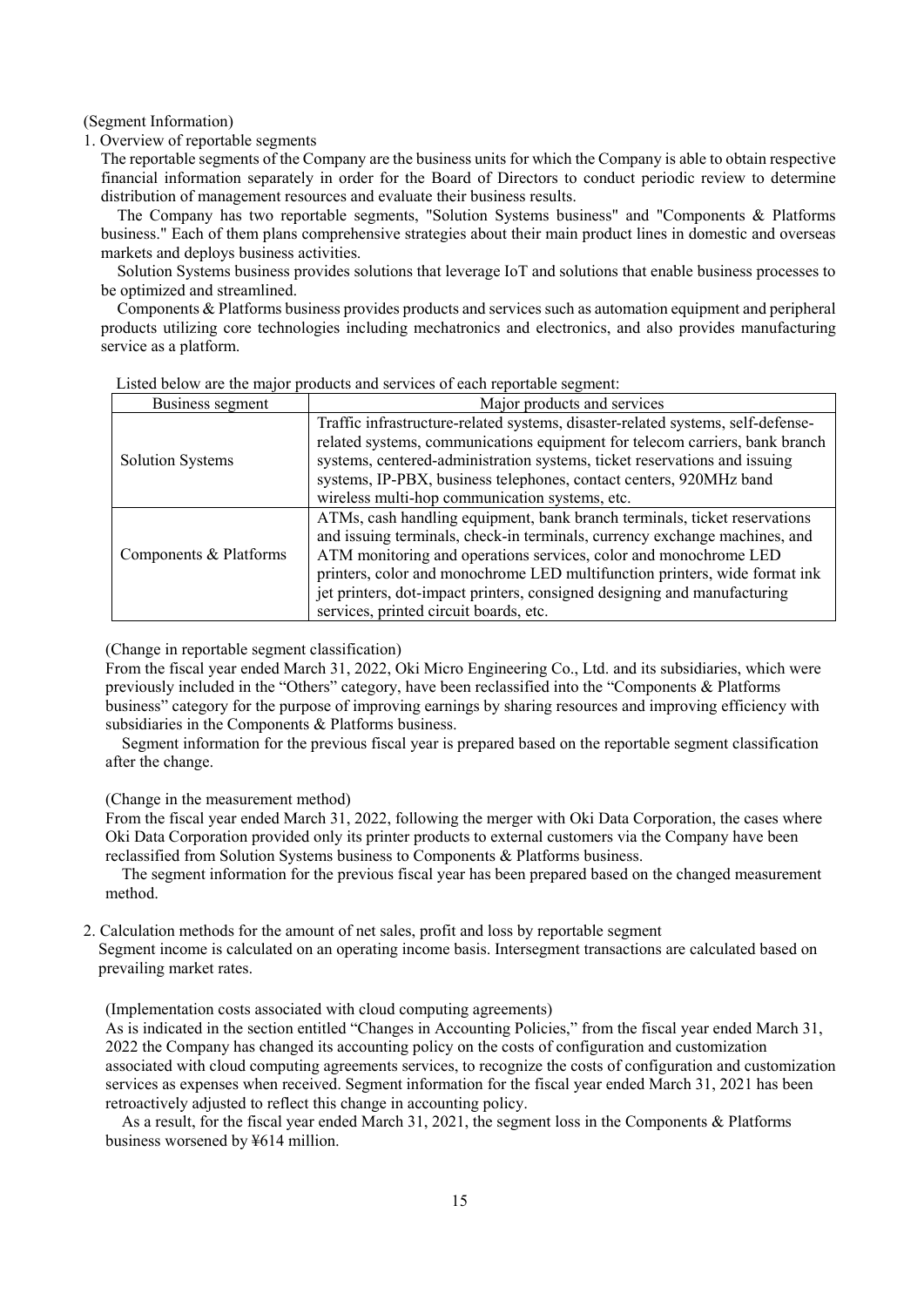(Segment Information)

1. Overview of reportable segments

The reportable segments of the Company are the business units for which the Company is able to obtain respective financial information separately in order for the Board of Directors to conduct periodic review to determine distribution of management resources and evaluate their business results.

The Company has two reportable segments, "Solution Systems business" and "Components & Platforms business." Each of them plans comprehensive strategies about their main product lines in domestic and overseas markets and deploys business activities.

Solution Systems business provides solutions that leverage IoT and solutions that enable business processes to be optimized and streamlined.

Components & Platforms business provides products and services such as automation equipment and peripheral products utilizing core technologies including mechatronics and electronics, and also provides manufacturing service as a platform.

Listed below are the major products and services of each reportable segment:

| Business segment | Major products and services |
|---|---|
| Solution Systems | Traffic infrastructure-related systems, disaster-related systems, self-defense-related systems, communications equipment for telecom carriers, bank branch systems, centered-administration systems, ticket reservations and issuing systems, IP-PBX, business telephones, contact centers, 920MHz band wireless multi-hop communication systems, etc. |
| Components & Platforms | ATMs, cash handling equipment, bank branch terminals, ticket reservations and issuing terminals, check-in terminals, currency exchange machines, and ATM monitoring and operations services, color and monochrome LED printers, color and monochrome LED multifunction printers, wide format ink jet printers, dot-impact printers, consigned designing and manufacturing services, printed circuit boards, etc. |

(Change in reportable segment classification)

From the fiscal year ended March 31, 2022, Oki Micro Engineering Co., Ltd. and its subsidiaries, which were previously included in the "Others" category, have been reclassified into the "Components & Platforms business" category for the purpose of improving earnings by sharing resources and improving efficiency with subsidiaries in the Components & Platforms business.

Segment information for the previous fiscal year is prepared based on the reportable segment classification after the change.

(Change in the measurement method)

From the fiscal year ended March 31, 2022, following the merger with Oki Data Corporation, the cases where Oki Data Corporation provided only its printer products to external customers via the Company have been reclassified from Solution Systems business to Components & Platforms business.

The segment information for the previous fiscal year has been prepared based on the changed measurement method.

2. Calculation methods for the amount of net sales, profit and loss by reportable segment

Segment income is calculated on an operating income basis. Intersegment transactions are calculated based on prevailing market rates.

(Implementation costs associated with cloud computing agreements)

As is indicated in the section entitled "Changes in Accounting Policies," from the fiscal year ended March 31, 2022 the Company has changed its accounting policy on the costs of configuration and customization associated with cloud computing agreements services, to recognize the costs of configuration and customization services as expenses when received. Segment information for the fiscal year ended March 31, 2021 has been retroactively adjusted to reflect this change in accounting policy.

As a result, for the fiscal year ended March 31, 2021, the segment loss in the Components & Platforms business worsened by ¥614 million.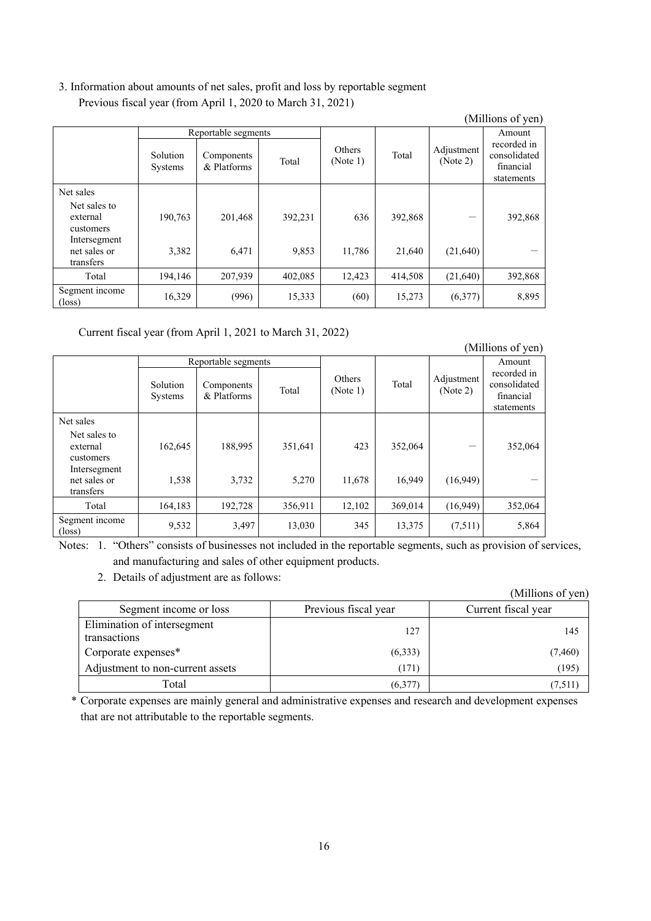3. Information about amounts of net sales, profit and loss by reportable segment

Previous fiscal year (from April 1, 2020 to March 31, 2021)

(Millions of yen)

| | Reportable segments | | | Others (Note 1) | Total | Adjustment (Note 2) | Amount recorded in consolidated financial statements |
|---|---|---|---|---|---|---|---|
| | Solution Systems | Components & Platforms | Total | | | | |
| Net sales | | | | | | | |
| Net sales to external customers | 190,763 | 201,468 | 392,231 | 636 | 392,868 | — | 392,868 |
| Intersegment net sales or transfers | 3,382 | 6,471 | 9,853 | 11,786 | 21,640 | (21,640) | — |
| Total | 194,146 | 207,939 | 402,085 | 12,423 | 414,508 | (21,640) | 392,868 |
| Segment income (loss) | 16,329 | (996) | 15,333 | (60) | 15,273 | (6,377) | 8,895 |

Current fiscal year (from April 1, 2021 to March 31, 2022)

(Millions of yen)

| | Reportable segments | | | Others (Note 1) | Total | Adjustment (Note 2) | Amount recorded in consolidated financial statements |
|---|---|---|---|---|---|---|---|
| | Solution Systems | Components & Platforms | Total | | | | |
| Net sales | | | | | | | |
| Net sales to external customers | 162,645 | 188,995 | 351,641 | 423 | 352,064 | — | 352,064 |
| Intersegment net sales or transfers | 1,538 | 3,732 | 5,270 | 11,678 | 16,949 | (16,949) | — |
| Total | 164,183 | 192,728 | 356,911 | 12,102 | 369,014 | (16,949) | 352,064 |
| Segment income (loss) | 9,532 | 3,497 | 13,030 | 345 | 13,375 | (7,511) | 5,864 |

Notes: 1. "Others" consists of businesses not included in the reportable segments, such as provision of services, and manufacturing and sales of other equipment products.

2. Details of adjustment are as follows:

(Millions of yen)

| Segment income or loss | Previous fiscal year | Current fiscal year |
|---|---|---|
| Elimination of intersegment transactions | 127 | 145 |
| Corporate expenses* | (6,333) | (7,460) |
| Adjustment to non-current assets | (171) | (195) |
| Total | (6,377) | (7,511) |

\* Corporate expenses are mainly general and administrative expenses and research and development expenses that are not attributable to the reportable segments.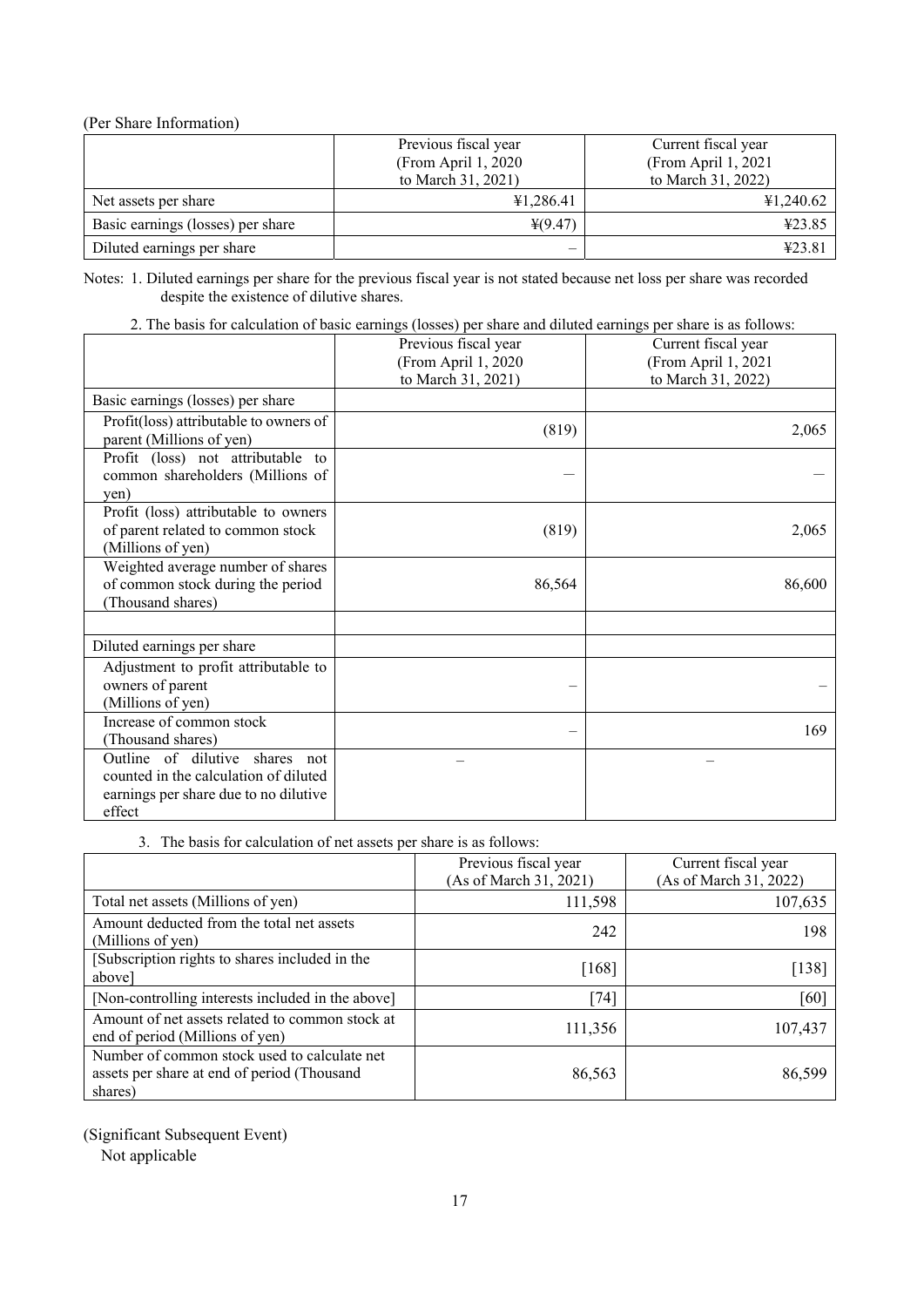(Per Share Information)

| | Previous fiscal year (From April 1, 2020 to March 31, 2021) | Current fiscal year (From April 1, 2021 to March 31, 2022) |
|---|---|---|
| Net assets per share | ¥1,286.41 | ¥1,240.62 |
| Basic earnings (losses) per share | ¥(9.47) | ¥23.85 |
| Diluted earnings per share | – | ¥23.81 |

Notes: 1. Diluted earnings per share for the previous fiscal year is not stated because net loss per share was recorded despite the existence of dilutive shares.

2. The basis for calculation of basic earnings (losses) per share and diluted earnings per share is as follows:

| | Previous fiscal year (From April 1, 2020 to March 31, 2021) | Current fiscal year (From April 1, 2021 to March 31, 2022) |
|---|---|---|
| Basic earnings (losses) per share | | |
| Profit(loss) attributable to owners of parent (Millions of yen) | (819) | 2,065 |
| Profit (loss) not attributable to common shareholders (Millions of yen) | — | — |
| Profit (loss) attributable to owners of parent related to common stock (Millions of yen) | (819) | 2,065 |
| Weighted average number of shares of common stock during the period (Thousand shares) | 86,564 | 86,600 |
| | | |
| Diluted earnings per share | | |
| Adjustment to profit attributable to owners of parent (Millions of yen) | – | – |
| Increase of common stock (Thousand shares) | – | 169 |
| Outline of dilutive shares not counted in the calculation of diluted earnings per share due to no dilutive effect | – | – |

3. The basis for calculation of net assets per share is as follows:

| | Previous fiscal year (As of March 31, 2021) | Current fiscal year (As of March 31, 2022) |
|---|---|---|
| Total net assets (Millions of yen) | 111,598 | 107,635 |
| Amount deducted from the total net assets (Millions of yen) | 242 | 198 |
| [Subscription rights to shares included in the above] | [168] | [138] |
| [Non-controlling interests included in the above] | [74] | [60] |
| Amount of net assets related to common stock at end of period (Millions of yen) | 111,356 | 107,437 |
| Number of common stock used to calculate net assets per share at end of period (Thousand shares) | 86,563 | 86,599 |

(Significant Subsequent Event)

Not applicable